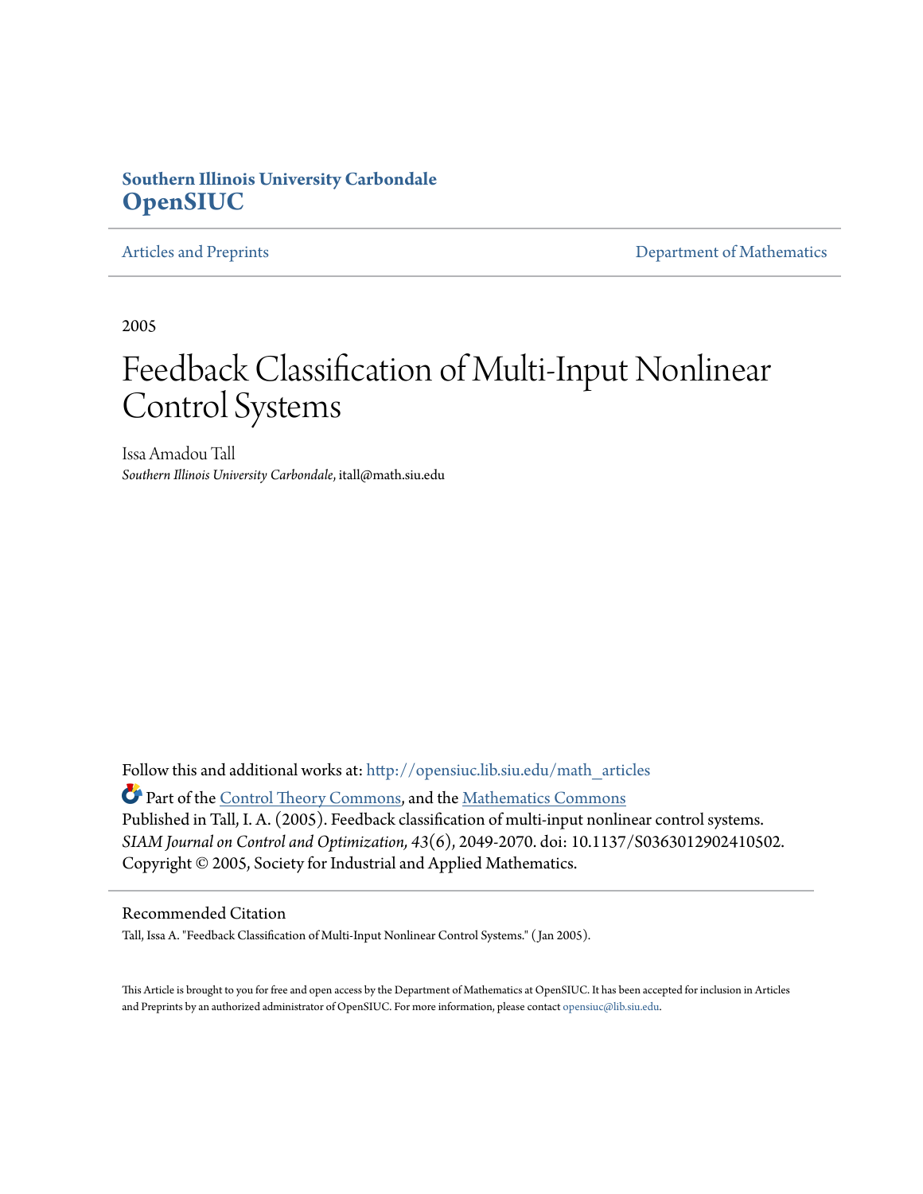**Southern Illinois University Carbondale**
**OpenSIUC**

Articles and Preprints | Department of Mathematics

2005

# Feedback Classification of Multi-Input Nonlinear Control Systems

Issa Amadou Tall
*Southern Illinois University Carbondale*, itall@math.siu.edu

Follow this and additional works at: http://opensiuc.lib.siu.edu/math_articles

Part of the Control Theory Commons, and the Mathematics Commons

Published in Tall, I. A. (2005). Feedback classification of multi-input nonlinear control systems. *SIAM Journal on Control and Optimization, 43*(6), 2049-2070. doi: 10.1137/S0363012902410502. Copyright © 2005, Society for Industrial and Applied Mathematics.

## Recommended Citation

Tall, Issa A. "Feedback Classification of Multi-Input Nonlinear Control Systems." ( Jan 2005).

This Article is brought to you for free and open access by the Department of Mathematics at OpenSIUC. It has been accepted for inclusion in Articles and Preprints by an authorized administrator of OpenSIUC. For more information, please contact opensiuc@lib.siu.edu.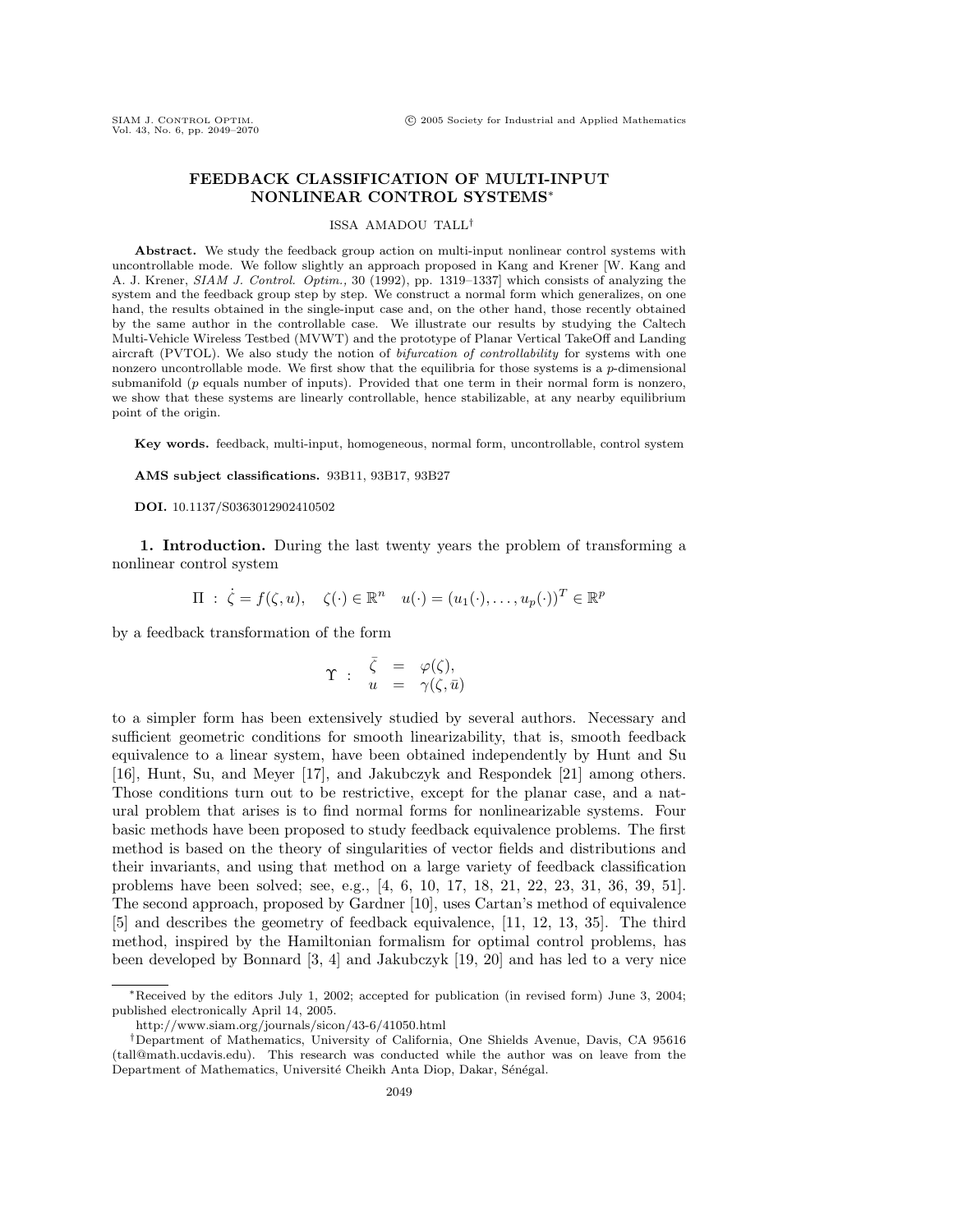# FEEDBACK CLASSIFICATION OF MULTI-INPUT NONLINEAR CONTROL SYSTEMS*

ISSA AMADOU TALL†

**Abstract.** We study the feedback group action on multi-input nonlinear control systems with uncontrollable mode. We follow slightly an approach proposed in Kang and Krener [W. Kang and A. J. Krener, *SIAM J. Control. Optim.*, 30 (1992), pp. 1319–1337] which consists of analyzing the system and the feedback group step by step. We construct a normal form which generalizes, on one hand, the results obtained in the single-input case and, on the other hand, those recently obtained by the same author in the controllable case. We illustrate our results by studying the Caltech Multi-Vehicle Wireless Testbed (MVWT) and the prototype of Planar Vertical TakeOff and Landing aircraft (PVTOL). We also study the notion of *bifurcation of controllability* for systems with one nonzero uncontrollable mode. We first show that the equilibria for those systems is a $p$-dimensional submanifold ($p$ equals number of inputs). Provided that one term in their normal form is nonzero, we show that these systems are linearly controllable, hence stabilizable, at any nearby equilibrium point of the origin.

**Key words.** feedback, multi-input, homogeneous, normal form, uncontrollable, control system

**AMS subject classifications.** 93B11, 93B17, 93B27

**DOI.** 10.1137/S0363012902410502

## 1. Introduction.

During the last twenty years the problem of transforming a nonlinear control system

$$\Pi \;:\; \dot{\zeta} = f(\zeta, u), \quad \zeta(\cdot) \in \mathbb{R}^n \quad u(\cdot) = (u_1(\cdot), \dots, u_p(\cdot))^T \in \mathbb{R}^p$$

by a feedback transformation of the form

$$\Upsilon \;:\; \begin{array}{rcl} \bar{\zeta} & = & \varphi(\zeta), \\ u & = & \gamma(\zeta, \bar{u}) \end{array}$$

to a simpler form has been extensively studied by several authors. Necessary and sufficient geometric conditions for smooth linearizability, that is, smooth feedback equivalence to a linear system, have been obtained independently by Hunt and Su [16], Hunt, Su, and Meyer [17], and Jakubczyk and Respondek [21] among others. Those conditions turn out to be restrictive, except for the planar case, and a natural problem that arises is to find normal forms for nonlinearizable systems. Four basic methods have been proposed to study feedback equivalence problems. The first method is based on the theory of singularities of vector fields and distributions and their invariants, and using that method on a large variety of feedback classification problems have been solved; see, e.g., [4, 6, 10, 17, 18, 21, 22, 23, 31, 36, 39, 51]. The second approach, proposed by Gardner [10], uses Cartan's method of equivalence [5] and describes the geometry of feedback equivalence, [11, 12, 13, 35]. The third method, inspired by the Hamiltonian formalism for optimal control problems, has been developed by Bonnard [3, 4] and Jakubczyk [19, 20] and has led to a very nice

*Received by the editors July 1, 2002; accepted for publication (in revised form) June 3, 2004; published electronically April 14, 2005.

http://www.siam.org/journals/sicon/43-6/41050.html

†Department of Mathematics, University of California, One Shields Avenue, Davis, CA 95616 (tall@math.ucdavis.edu). This research was conducted while the author was on leave from the Department of Mathematics, Université Cheikh Anta Diop, Dakar, Sénégal.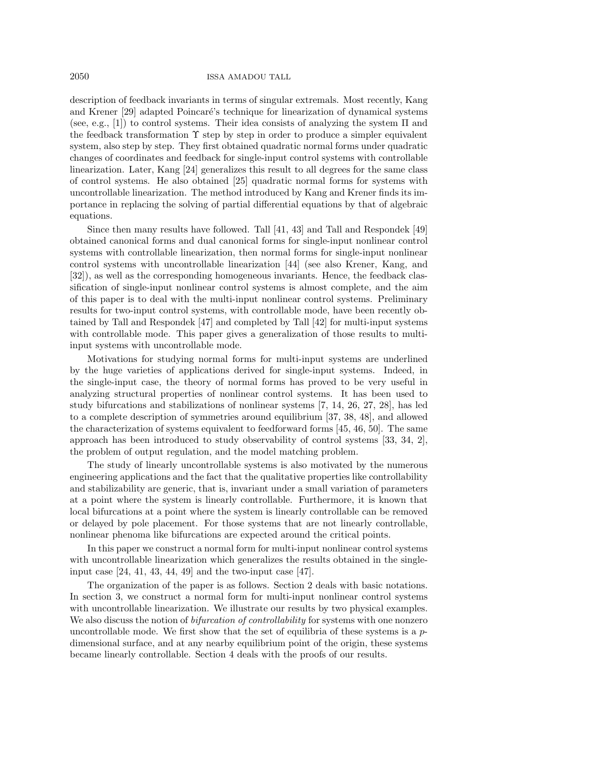description of feedback invariants in terms of singular extremals. Most recently, Kang and Krener [29] adapted Poincaré's technique for linearization of dynamical systems (see, e.g., [1]) to control systems. Their idea consists of analyzing the system $\Pi$ and the feedback transformation $\Upsilon$ step by step in order to produce a simpler equivalent system, also step by step. They first obtained quadratic normal forms under quadratic changes of coordinates and feedback for single-input control systems with controllable linearization. Later, Kang [24] generalizes this result to all degrees for the same class of control systems. He also obtained [25] quadratic normal forms for systems with uncontrollable linearization. The method introduced by Kang and Krener finds its importance in replacing the solving of partial differential equations by that of algebraic equations.

Since then many results have followed. Tall [41, 43] and Tall and Respondek [49] obtained canonical forms and dual canonical forms for single-input nonlinear control systems with controllable linearization, then normal forms for single-input nonlinear control systems with uncontrollable linearization [44] (see also Krener, Kang, and [32]), as well as the corresponding homogeneous invariants. Hence, the feedback classification of single-input nonlinear control systems is almost complete, and the aim of this paper is to deal with the multi-input nonlinear control systems. Preliminary results for two-input control systems, with controllable mode, have been recently obtained by Tall and Respondek [47] and completed by Tall [42] for multi-input systems with controllable mode. This paper gives a generalization of those results to multi-input systems with uncontrollable mode.

Motivations for studying normal forms for multi-input systems are underlined by the huge varieties of applications derived for single-input systems. Indeed, in the single-input case, the theory of normal forms has proved to be very useful in analyzing structural properties of nonlinear control systems. It has been used to study bifurcations and stabilizations of nonlinear systems [7, 14, 26, 27, 28], has led to a complete description of symmetries around equilibrium [37, 38, 48], and allowed the characterization of systems equivalent to feedforward forms [45, 46, 50]. The same approach has been introduced to study observability of control systems [33, 34, 2], the problem of output regulation, and the model matching problem.

The study of linearly uncontrollable systems is also motivated by the numerous engineering applications and the fact that the qualitative properties like controllability and stabilizability are generic, that is, invariant under a small variation of parameters at a point where the system is linearly controllable. Furthermore, it is known that local bifurcations at a point where the system is linearly controllable can be removed or delayed by pole placement. For those systems that are not linearly controllable, nonlinear phenoma like bifurcations are expected around the critical points.

In this paper we construct a normal form for multi-input nonlinear control systems with uncontrollable linearization which generalizes the results obtained in the single-input case [24, 41, 43, 44, 49] and the two-input case [47].

The organization of the paper is as follows. Section 2 deals with basic notations. In section 3, we construct a normal form for multi-input nonlinear control systems with uncontrollable linearization. We illustrate our results by two physical examples. We also discuss the notion of *bifurcation of controllability* for systems with one nonzero uncontrollable mode. We first show that the set of equilibria of these systems is a $p$-dimensional surface, and at any nearby equilibrium point of the origin, these systems became linearly controllable. Section 4 deals with the proofs of our results.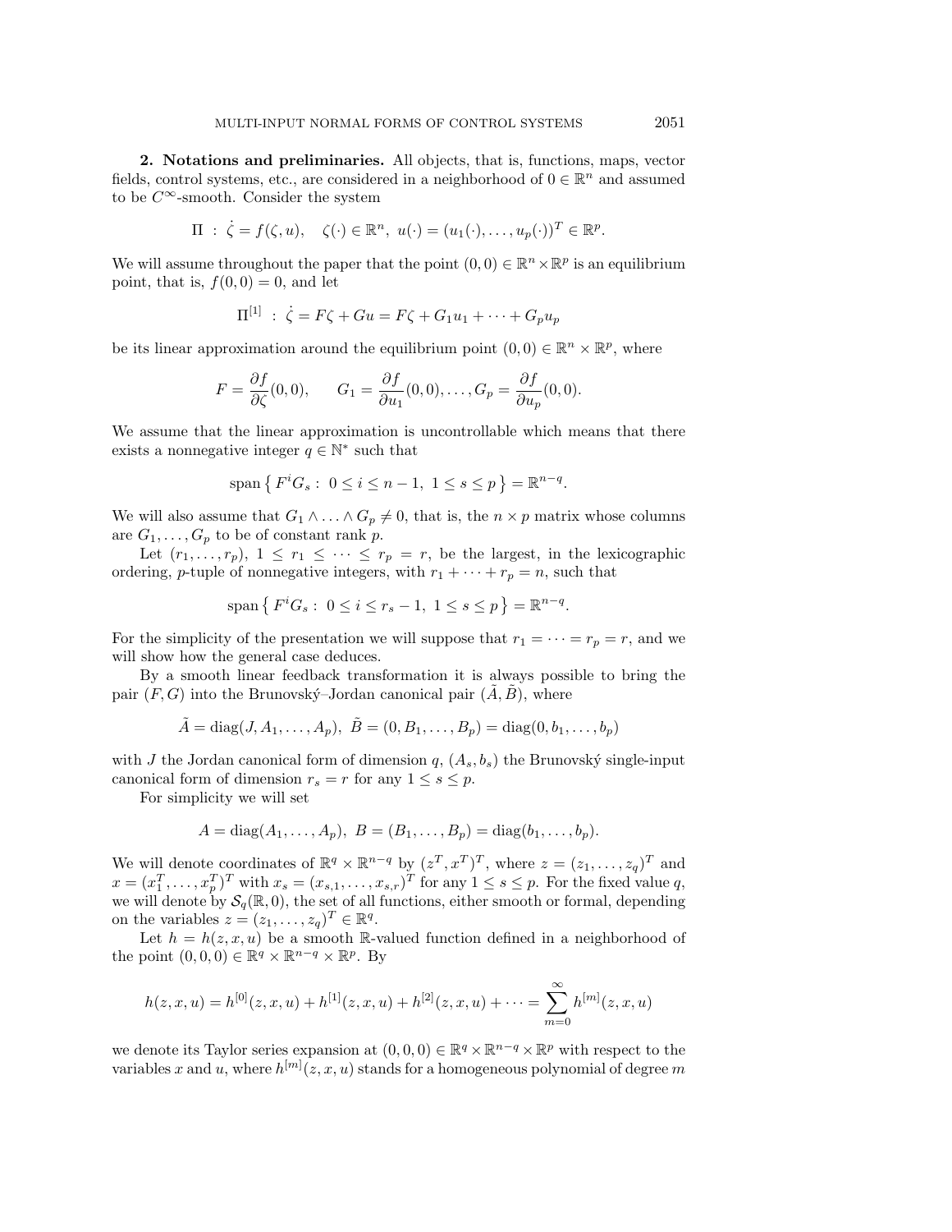**2. Notations and preliminaries.** All objects, that is, functions, maps, vector fields, control systems, etc., are considered in a neighborhood of $0 \in \mathbb{R}^n$ and assumed to be $C^\infty$-smooth. Consider the system

$$\Pi \; : \; \dot{\zeta} = f(\zeta, u), \quad \zeta(\cdot) \in \mathbb{R}^n, \; u(\cdot) = (u_1(\cdot), \ldots, u_p(\cdot))^T \in \mathbb{R}^p.$$

We will assume throughout the paper that the point $(0, 0) \in \mathbb{R}^n \times \mathbb{R}^p$ is an equilibrium point, that is, $f(0, 0) = 0$, and let

$$\Pi^{[1]} \; : \; \dot{\zeta} = F\zeta + Gu = F\zeta + G_1 u_1 + \cdots + G_p u_p$$

be its linear approximation around the equilibrium point $(0, 0) \in \mathbb{R}^n \times \mathbb{R}^p$, where

$$F = \frac{\partial f}{\partial \zeta}(0, 0), \qquad G_1 = \frac{\partial f}{\partial u_1}(0, 0), \ldots, G_p = \frac{\partial f}{\partial u_p}(0, 0).$$

We assume that the linear approximation is uncontrollable which means that there exists a nonnegative integer $q \in \mathbb{N}^*$ such that

$$\operatorname{span}\left\{ F^i G_s : \; 0 \leq i \leq n - 1, \; 1 \leq s \leq p \right\} = \mathbb{R}^{n-q}.$$

We will also assume that $G_1 \wedge \ldots \wedge G_p \neq 0$, that is, the $n \times p$ matrix whose columns are $G_1, \ldots, G_p$ to be of constant rank $p$.

Let $(r_1, \ldots, r_p)$, $1 \leq r_1 \leq \cdots \leq r_p = r$, be the largest, in the lexicographic ordering, $p$-tuple of nonnegative integers, with $r_1 + \cdots + r_p = n$, such that

$$\operatorname{span}\left\{ F^i G_s : \; 0 \leq i \leq r_s - 1, \; 1 \leq s \leq p \right\} = \mathbb{R}^{n-q}.$$

For the simplicity of the presentation we will suppose that $r_1 = \cdots = r_p = r$, and we will show how the general case deduces.

By a smooth linear feedback transformation it is always possible to bring the pair $(F, G)$ into the Brunovský–Jordan canonical pair $(\tilde{A}, \tilde{B})$, where

$$\tilde{A} = \operatorname{diag}(J, A_1, \ldots, A_p), \; \tilde{B} = (0, B_1, \ldots, B_p) = \operatorname{diag}(0, b_1, \ldots, b_p)$$

with $J$ the Jordan canonical form of dimension $q$, $(A_s, b_s)$ the Brunovský single-input canonical form of dimension $r_s = r$ for any $1 \leq s \leq p$.

For simplicity we will set

$$A = \operatorname{diag}(A_1, \ldots, A_p), \; B = (B_1, \ldots, B_p) = \operatorname{diag}(b_1, \ldots, b_p).$$

We will denote coordinates of $\mathbb{R}^q \times \mathbb{R}^{n-q}$ by $(z^T, x^T)^T$, where $z = (z_1, \ldots, z_q)^T$ and $x = (x_1^T, \ldots, x_p^T)^T$ with $x_s = (x_{s,1}, \ldots, x_{s,r})^T$ for any $1 \leq s \leq p$. For the fixed value $q$, we will denote by $\mathcal{S}_q(\mathbb{R}, 0)$, the set of all functions, either smooth or formal, depending on the variables $z = (z_1, \ldots, z_q)^T \in \mathbb{R}^q$.

Let $h = h(z, x, u)$ be a smooth $\mathbb{R}$-valued function defined in a neighborhood of the point $(0, 0, 0) \in \mathbb{R}^q \times \mathbb{R}^{n-q} \times \mathbb{R}^p$. By

$$h(z, x, u) = h^{[0]}(z, x, u) + h^{[1]}(z, x, u) + h^{[2]}(z, x, u) + \cdots = \sum_{m=0}^{\infty} h^{[m]}(z, x, u)$$

we denote its Taylor series expansion at $(0, 0, 0) \in \mathbb{R}^q \times \mathbb{R}^{n-q} \times \mathbb{R}^p$ with respect to the variables $x$ and $u$, where $h^{[m]}(z, x, u)$ stands for a homogeneous polynomial of degree $m$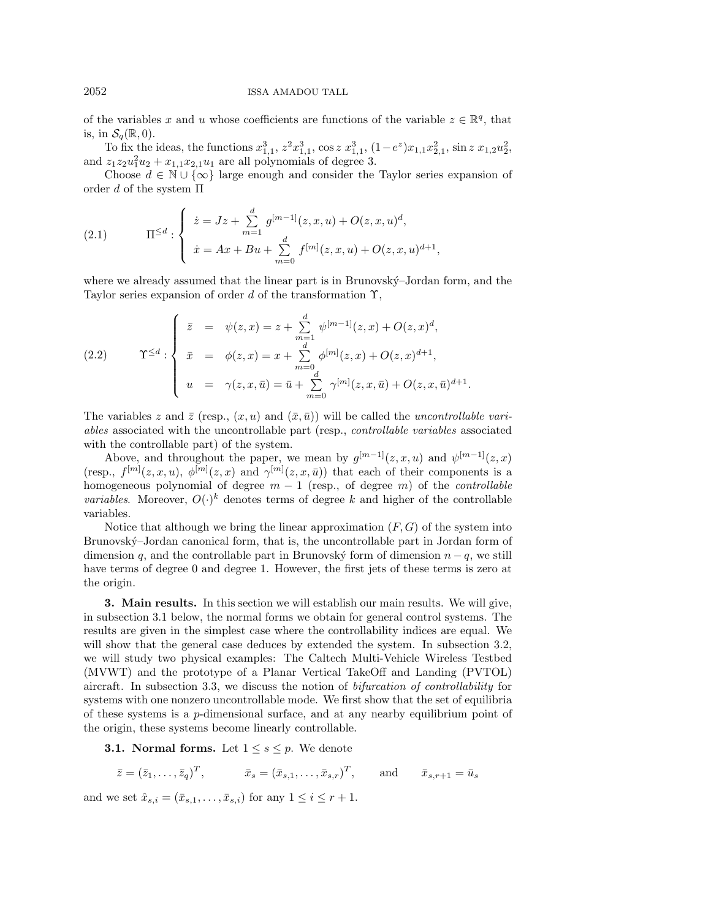of the variables $x$ and $u$ whose coefficients are functions of the variable $z \in \mathbb{R}^q$, that is, in $\mathcal{S}_q(\mathbb{R}, 0)$.

To fix the ideas, the functions $x_{1,1}^3$, $z^2 x_{1,1}^3$, $\cos z\ x_{1,1}^3$, $(1-e^z)x_{1,1}x_{2,1}^2$, $\sin z\ x_{1,2}u_2^2$, and $z_1 z_2 u_1^2 u_2 + x_{1,1}x_{2,1}u_1$ are all polynomials of degree 3.

Choose $d \in \mathbb{N} \cup \{\infty\}$ large enough and consider the Taylor series expansion of order $d$ of the system $\Pi$

$$
(2.1) \qquad \Pi^{\leq d} : \begin{cases} \dot{z} = Jz + \sum\limits_{m=1}^{d} g^{[m-1]}(z,x,u) + O(z,x,u)^d, \\ \dot{x} = Ax + Bu + \sum\limits_{m=0}^{d} f^{[m]}(z,x,u) + O(z,x,u)^{d+1}, \end{cases}
$$

where we already assumed that the linear part is in Brunovský–Jordan form, and the Taylor series expansion of order $d$ of the transformation $\Upsilon$,

$$
(2.2) \qquad \Upsilon^{\leq d} : \begin{cases} \bar{z} = \psi(z,x) = z + \sum\limits_{m=1}^{d} \psi^{[m-1]}(z,x) + O(z,x)^d, \\ \bar{x} = \phi(z,x) = x + \sum\limits_{m=0}^{d} \phi^{[m]}(z,x) + O(z,x)^{d+1}, \\ u = \gamma(z,x,\bar{u}) = \bar{u} + \sum\limits_{m=0}^{d} \gamma^{[m]}(z,x,\bar{u}) + O(z,x,\bar{u})^{d+1}. \end{cases}
$$

The variables $z$ and $\bar{z}$ (resp., $(x,u)$ and $(\bar{x},\bar{u})$) will be called the *uncontrollable variables* associated with the uncontrollable part (resp., *controllable variables* associated with the controllable part) of the system.

Above, and throughout the paper, we mean by $g^{[m-1]}(z,x,u)$ and $\psi^{[m-1]}(z,x)$ (resp., $f^{[m]}(z,x,u)$, $\phi^{[m]}(z,x)$ and $\gamma^{[m]}(z,x,\bar{u})$) that each of their components is a homogeneous polynomial of degree $m-1$ (resp., of degree $m$) of the *controllable variables*. Moreover, $O(\cdot)^k$ denotes terms of degree $k$ and higher of the controllable variables.

Notice that although we bring the linear approximation $(F,G)$ of the system into Brunovský–Jordan canonical form, that is, the uncontrollable part in Jordan form of dimension $q$, and the controllable part in Brunovský form of dimension $n-q$, we still have terms of degree 0 and degree 1. However, the first jets of these terms is zero at the origin.

## 3. Main results.

In this section we will establish our main results. We will give, in subsection 3.1 below, the normal forms we obtain for general control systems. The results are given in the simplest case where the controllability indices are equal. We will show that the general case deduces by extended the system. In subsection 3.2, we will study two physical examples: The Caltech Multi-Vehicle Wireless Testbed (MVWT) and the prototype of a Planar Vertical TakeOff and Landing (PVTOL) aircraft. In subsection 3.3, we discuss the notion of *bifurcation of controllability* for systems with one nonzero uncontrollable mode. We first show that the set of equilibria of these systems is a $p$-dimensional surface, and at any nearby equilibrium point of the origin, these systems become linearly controllable.

### 3.1. Normal forms.

Let $1 \leq s \leq p$. We denote

$$
\bar{z} = (\bar{z}_1, \ldots, \bar{z}_q)^T, \qquad \bar{x}_s = (\bar{x}_{s,1}, \ldots, \bar{x}_{s,r})^T, \qquad \text{and} \qquad \bar{x}_{s,r+1} = \bar{u}_s
$$

and we set $\hat{x}_{s,i} = (\bar{x}_{s,1}, \ldots, \bar{x}_{s,i})$ for any $1 \leq i \leq r+1$.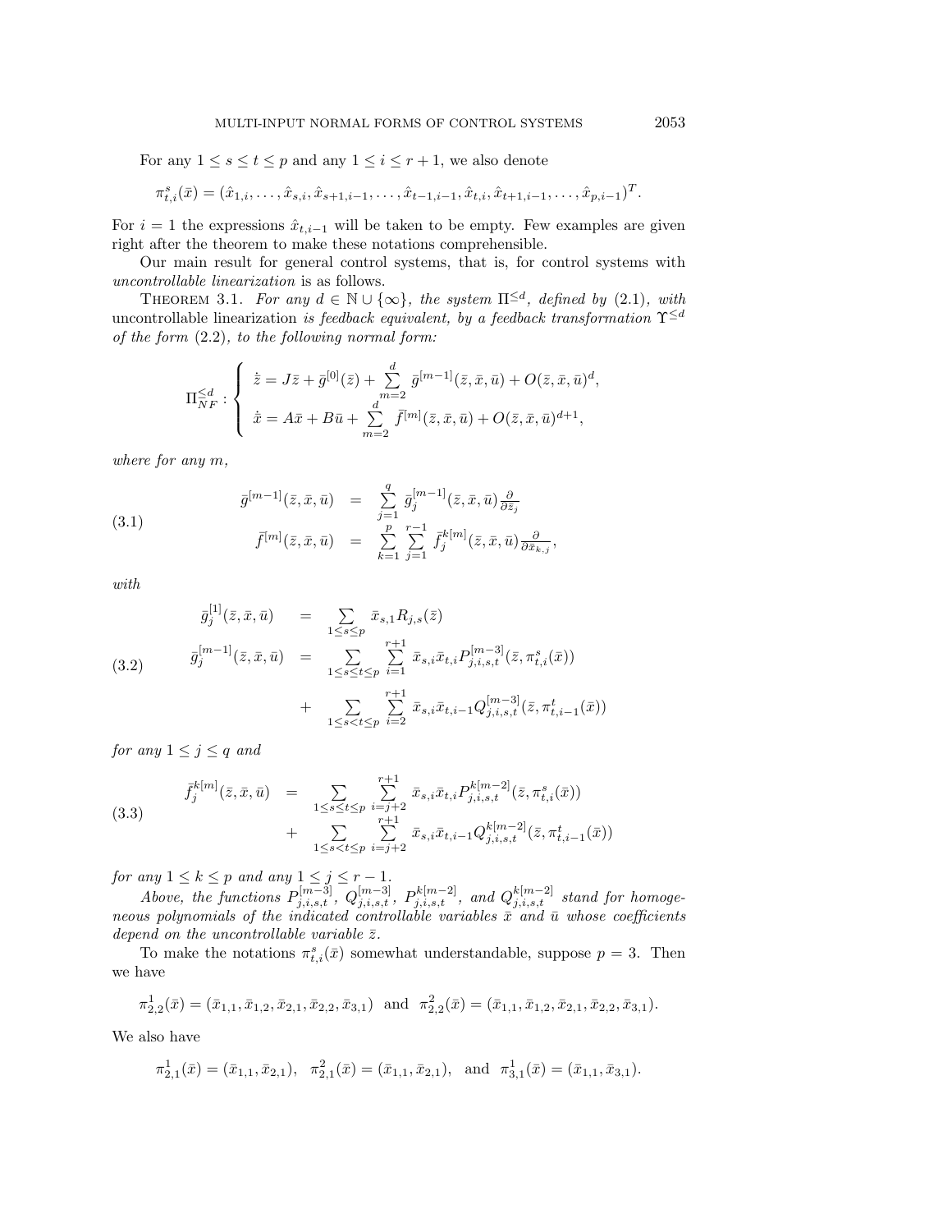For any $1 \leq s \leq t \leq p$ and any $1 \leq i \leq r+1$, we also denote

$$\pi^s_{t,i}(\bar{x}) = (\hat{x}_{1,i}, \ldots, \hat{x}_{s,i}, \hat{x}_{s+1,i-1}, \ldots, \hat{x}_{t-1,i-1}, \hat{x}_{t,i}, \hat{x}_{t+1,i-1}, \ldots, \hat{x}_{p,i-1})^T.$$

For $i = 1$ the expressions $\hat{x}_{t,i-1}$ will be taken to be empty. Few examples are given right after the theorem to make these notations comprehensible.

Our main result for general control systems, that is, for control systems with *uncontrollable linearization* is as follows.

THEOREM 3.1. *For any $d \in \mathbb{N} \cup \{\infty\}$, the system $\Pi^{\leq d}$, defined by* (2.1), *with* uncontrollable linearization *is feedback equivalent, by a feedback transformation $\Upsilon^{\leq d}$ of the form* (2.2), *to the following normal form:*

$$\Pi^{\leq d}_{NF} : \begin{cases} \dot{\bar{z}} = J\bar{z} + \bar{g}^{[0]}(\bar{z}) + \sum\limits_{m=2}^{d} \bar{g}^{[m-1]}(\bar{z}, \bar{x}, \bar{u}) + O(\bar{z}, \bar{x}, \bar{u})^d, \\ \dot{\bar{x}} = A\bar{x} + B\bar{u} + \sum\limits_{m=2}^{d} \bar{f}^{[m]}(\bar{z}, \bar{x}, \bar{u}) + O(\bar{z}, \bar{x}, \bar{u})^{d+1}, \end{cases}$$

*where for any $m$,*

$$\tag{3.1} \begin{aligned} \bar{g}^{[m-1]}(\bar{z}, \bar{x}, \bar{u}) &= \sum_{j=1}^{q} \bar{g}^{[m-1]}_j(\bar{z}, \bar{x}, \bar{u}) \frac{\partial}{\partial \bar{z}_j} \\ \bar{f}^{[m]}(\bar{z}, \bar{x}, \bar{u}) &= \sum_{k=1}^{p} \sum_{j=1}^{r-1} \bar{f}^{k[m]}_j(\bar{z}, \bar{x}, \bar{u}) \frac{\partial}{\partial \bar{x}_{k,j}}, \end{aligned}$$

*with*

$$\tag{3.2} \begin{aligned} \bar{g}^{[1]}_j(\bar{z}, \bar{x}, \bar{u}) &= \sum_{1 \leq s \leq p} \bar{x}_{s,1} R_{j,s}(\bar{z}) \\ \bar{g}^{[m-1]}_j(\bar{z}, \bar{x}, \bar{u}) &= \sum_{1 \leq s \leq t \leq p} \sum_{i=1}^{r+1} \bar{x}_{s,i} \bar{x}_{t,i} P^{[m-3]}_{j,i,s,t}(\bar{z}, \pi^s_{t,i}(\bar{x})) \\ &\quad + \sum_{1 \leq s < t \leq p} \sum_{i=2}^{r+1} \bar{x}_{s,i} \bar{x}_{t,i-1} Q^{[m-3]}_{j,i,s,t}(\bar{z}, \pi^t_{t,i-1}(\bar{x})) \end{aligned}$$

*for any $1 \leq j \leq q$ and*

$$\tag{3.3} \begin{aligned} \bar{f}^{k[m]}_j(\bar{z}, \bar{x}, \bar{u}) &= \sum_{1 \leq s \leq t \leq p} \sum_{i=j+2}^{r+1} \bar{x}_{s,i} \bar{x}_{t,i} P^{k[m-2]}_{j,i,s,t}(\bar{z}, \pi^s_{t,i}(\bar{x})) \\ &\quad + \sum_{1 \leq s < t \leq p} \sum_{i=j+2}^{r+1} \bar{x}_{s,i} \bar{x}_{t,i-1} Q^{k[m-2]}_{j,i,s,t}(\bar{z}, \pi^t_{t,i-1}(\bar{x})) \end{aligned}$$

*for any $1 \leq k \leq p$ and any $1 \leq j \leq r-1$.*

*Above, the functions $P^{[m-3]}_{j,i,s,t}$, $Q^{[m-3]}_{j,i,s,t}$, $P^{k[m-2]}_{j,i,s,t}$, and $Q^{k[m-2]}_{j,i,s,t}$ stand for homogeneous polynomials of the indicated controllable variables $\bar{x}$ and $\bar{u}$ whose coefficients depend on the uncontrollable variable $\bar{z}$.*

To make the notations $\pi^s_{t,i}(\bar{x})$ somewhat understandable, suppose $p = 3$. Then we have

$$\pi^1_{2,2}(\bar{x}) = (\bar{x}_{1,1}, \bar{x}_{1,2}, \bar{x}_{2,1}, \bar{x}_{2,2}, \bar{x}_{3,1}) \text{ and } \pi^2_{2,2}(\bar{x}) = (\bar{x}_{1,1}, \bar{x}_{1,2}, \bar{x}_{2,1}, \bar{x}_{2,2}, \bar{x}_{3,1}).$$

We also have

$$\pi^1_{2,1}(\bar{x}) = (\bar{x}_{1,1}, \bar{x}_{2,1}), \quad \pi^2_{2,1}(\bar{x}) = (\bar{x}_{1,1}, \bar{x}_{2,1}), \quad \text{and} \quad \pi^1_{3,1}(\bar{x}) = (\bar{x}_{1,1}, \bar{x}_{3,1}).$$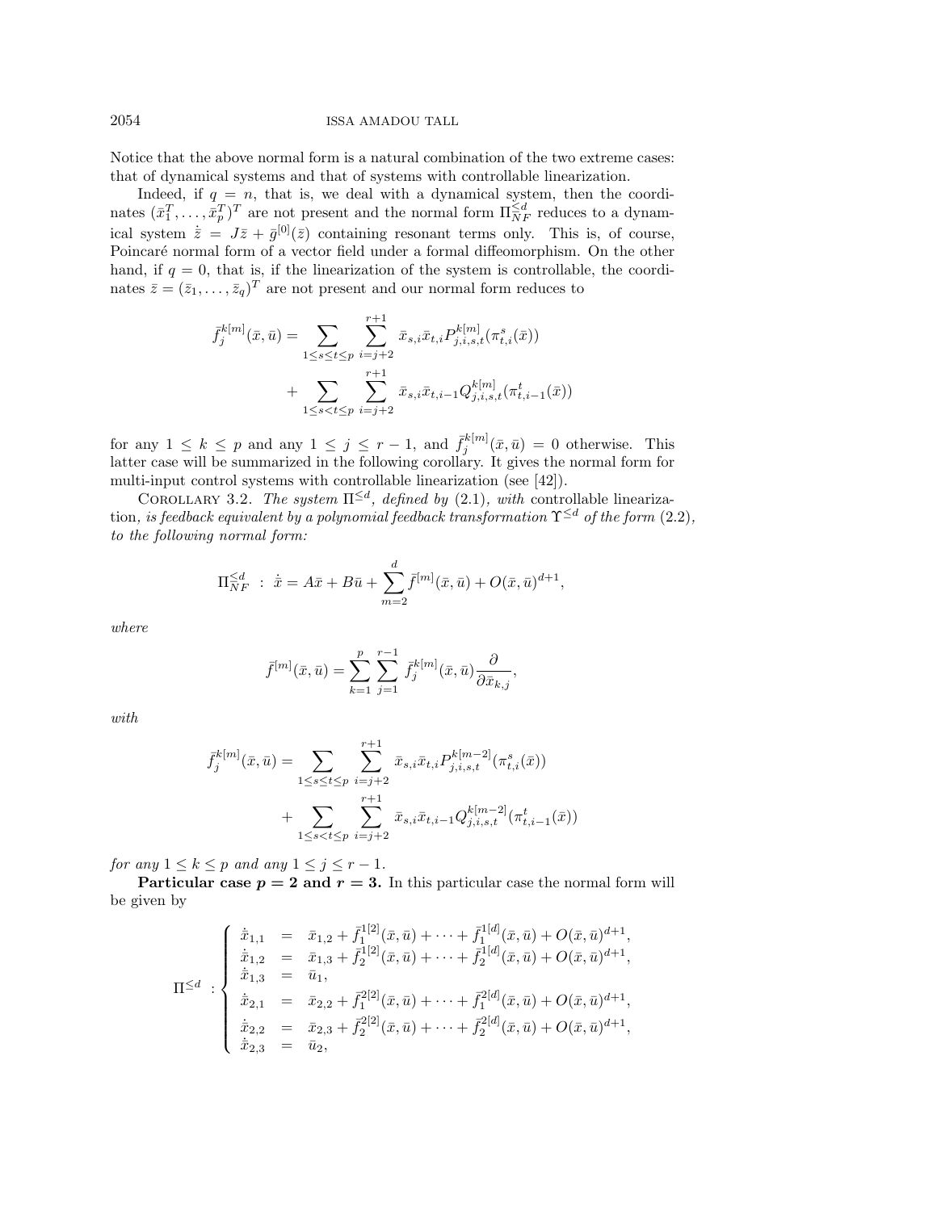Notice that the above normal form is a natural combination of the two extreme cases: that of dynamical systems and that of systems with controllable linearization.

Indeed, if $q = n$, that is, we deal with a dynamical system, then the coordinates $(\bar{x}_1^T, \ldots, \bar{x}_p^T)^T$ are not present and the normal form $\Pi_{NF}^{\leq d}$ reduces to a dynamical system $\dot{\bar{z}} = J\bar{z} + \bar{g}^{[0]}(\bar{z})$ containing resonant terms only. This is, of course, Poincaré normal form of a vector field under a formal diffeomorphism. On the other hand, if $q = 0$, that is, if the linearization of the system is controllable, the coordinates $\bar{z} = (\bar{z}_1, \ldots, \bar{z}_q)^T$ are not present and our normal form reduces to

$$
\begin{aligned}
\bar{f}_j^{k[m]}(\bar{x}, \bar{u}) = & \sum_{1 \leq s \leq t \leq p} \sum_{i=j+2}^{r+1} \bar{x}_{s,i} \bar{x}_{t,i} P_{j,i,s,t}^{k[m]}(\pi_{t,i}^s(\bar{x})) \\
& + \sum_{1 \leq s < t \leq p} \sum_{i=j+2}^{r+1} \bar{x}_{s,i} \bar{x}_{t,i-1} Q_{j,i,s,t}^{k[m]}(\pi_{t,i-1}^t(\bar{x}))
\end{aligned}
$$

for any $1 \leq k \leq p$ and any $1 \leq j \leq r-1$, and $\bar{f}_j^{k[m]}(\bar{x}, \bar{u}) = 0$ otherwise. This latter case will be summarized in the following corollary. It gives the normal form for multi-input control systems with controllable linearization (see [42]).

Corollary 3.2. *The system* $\Pi^{\leq d}$*, defined by* (2.1)*, with* controllable linearization*, is feedback equivalent by a polynomial feedback transformation* $\Upsilon^{\leq d}$ *of the form* (2.2)*, to the following normal form:*

$$
\Pi_{NF}^{\leq d} \ : \ \dot{\bar{x}} = A\bar{x} + B\bar{u} + \sum_{m=2}^{d} \bar{f}^{[m]}(\bar{x}, \bar{u}) + O(\bar{x}, \bar{u})^{d+1},
$$

*where*

$$
\bar{f}^{[m]}(\bar{x}, \bar{u}) = \sum_{k=1}^{p} \sum_{j=1}^{r-1} \bar{f}_j^{k[m]}(\bar{x}, \bar{u}) \frac{\partial}{\partial \bar{x}_{k,j}},
$$

*with*

$$
\begin{aligned}
\bar{f}_j^{k[m]}(\bar{x}, \bar{u}) = & \sum_{1 \leq s \leq t \leq p} \sum_{i=j+2}^{r+1} \bar{x}_{s,i} \bar{x}_{t,i} P_{j,i,s,t}^{k[m-2]}(\pi_{t,i}^s(\bar{x})) \\
& + \sum_{1 \leq s < t \leq p} \sum_{i=j+2}^{r+1} \bar{x}_{s,i} \bar{x}_{t,i-1} Q_{j,i,s,t}^{k[m-2]}(\pi_{t,i-1}^t(\bar{x}))
\end{aligned}
$$

*for any* $1 \leq k \leq p$ *and any* $1 \leq j \leq r-1$.

**Particular case $p = 2$ and $r = 3$.** In this particular case the normal form will be given by

$$
\Pi^{\leq d} \ : \left\{
\begin{array}{lcl}
\dot{\bar{x}}_{1,1} & = & \bar{x}_{1,2} + \bar{f}_1^{1[2]}(\bar{x}, \bar{u}) + \cdots + \bar{f}_1^{1[d]}(\bar{x}, \bar{u}) + O(\bar{x}, \bar{u})^{d+1}, \\
\dot{\bar{x}}_{1,2} & = & \bar{x}_{1,3} + \bar{f}_2^{1[2]}(\bar{x}, \bar{u}) + \cdots + \bar{f}_2^{1[d]}(\bar{x}, \bar{u}) + O(\bar{x}, \bar{u})^{d+1}, \\
\dot{\bar{x}}_{1,3} & = & \bar{u}_1, \\
\dot{\bar{x}}_{2,1} & = & \bar{x}_{2,2} + \bar{f}_1^{2[2]}(\bar{x}, \bar{u}) + \cdots + \bar{f}_1^{2[d]}(\bar{x}, \bar{u}) + O(\bar{x}, \bar{u})^{d+1}, \\
\dot{\bar{x}}_{2,2} & = & \bar{x}_{2,3} + \bar{f}_2^{2[2]}(\bar{x}, \bar{u}) + \cdots + \bar{f}_2^{2[d]}(\bar{x}, \bar{u}) + O(\bar{x}, \bar{u})^{d+1}, \\
\dot{\bar{x}}_{2,3} & = & \bar{u}_2,
\end{array}
\right.
$$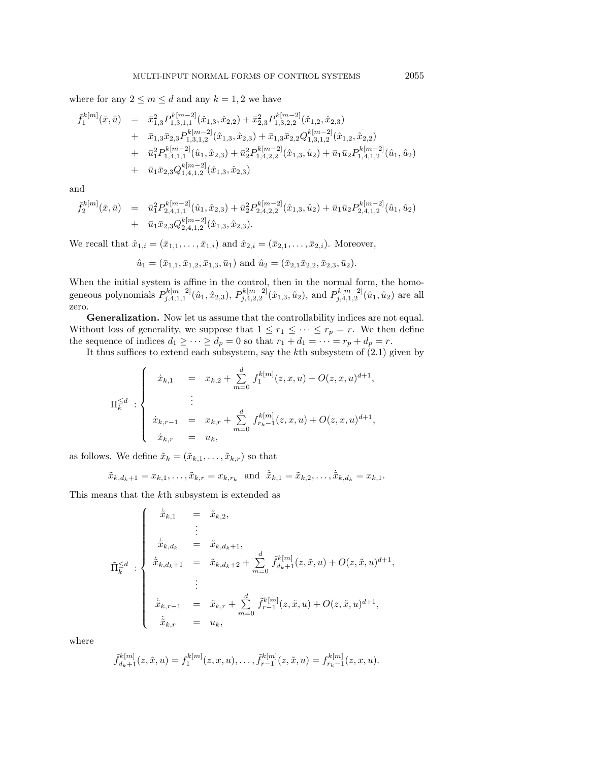where for any $2 \le m \le d$ and any $k = 1, 2$ we have

$$
\begin{aligned}
\bar{f}_1^{k[m]}(\bar{x}, \bar{u}) &= \bar{x}_{1,3}^2 P_{1,3,1,1}^{k[m-2]}(\hat{x}_{1,3}, \hat{x}_{2,2}) + \bar{x}_{2,3}^2 P_{1,3,2,2}^{k[m-2]}(\hat{x}_{1,2}, \hat{x}_{2,3}) \\
&+ \bar{x}_{1,3}\bar{x}_{2,3} P_{1,3,1,2}^{k[m-2]}(\hat{x}_{1,3}, \hat{x}_{2,3}) + \bar{x}_{1,3}\bar{x}_{2,2} Q_{1,3,1,2}^{k[m-2]}(\hat{x}_{1,2}, \hat{x}_{2,2}) \\
&+ \bar{u}_1^2 P_{1,4,1,1}^{k[m-2]}(\hat{u}_1, \hat{x}_{2,3}) + \bar{u}_2^2 P_{1,4,2,2}^{k[m-2]}(\hat{x}_{1,3}, \hat{u}_2) + \bar{u}_1\bar{u}_2 P_{1,4,1,2}^{k[m-2]}(\hat{u}_1, \hat{u}_2) \\
&+ \bar{u}_1\bar{x}_{2,3} Q_{1,4,1,2}^{k[m-2]}(\hat{x}_{1,3}, \hat{x}_{2,3})
\end{aligned}
$$

and

$$
\begin{aligned}
\bar{f}_2^{k[m]}(\bar{x}, \bar{u}) &= \bar{u}_1^2 P_{2,4,1,1}^{k[m-2]}(\hat{u}_1, \hat{x}_{2,3}) + \bar{u}_2^2 P_{2,4,2,2}^{k[m-2]}(\hat{x}_{1,3}, \hat{u}_2) + \bar{u}_1\bar{u}_2 P_{2,4,1,2}^{k[m-2]}(\hat{u}_1, \hat{u}_2) \\
&+ \bar{u}_1\bar{x}_{2,3} Q_{2,4,1,2}^{k[m-2]}(\hat{x}_{1,3}, \hat{x}_{2,3}).
\end{aligned}
$$

We recall that $\hat{x}_{1,i} = (\bar{x}_{1,1}, \ldots, \bar{x}_{1,i})$ and $\hat{x}_{2,i} = (\bar{x}_{2,1}, \ldots, \bar{x}_{2,i})$. Moreover,

$$\hat{u}_1 = (\bar{x}_{1,1}, \bar{x}_{1,2}, \bar{x}_{1,3}, \bar{u}_1) \text{ and } \hat{u}_2 = (\bar{x}_{2,1}\bar{x}_{2,2}, \bar{x}_{2,3}, \bar{u}_2).$$

When the initial system is affine in the control, then in the normal form, the homogeneous polynomials $P_{j,4,1,1}^{k[m-2]}(\hat{u}_1, \hat{x}_{2,3})$, $P_{j,4,2,2}^{k[m-2]}(\hat{x}_{1,3}, \hat{u}_2)$, and $P_{j,4,1,2}^{k[m-2]}(\hat{u}_1, \hat{u}_2)$ are all zero.

**Generalization.** Now let us assume that the controllability indices are not equal. Without loss of generality, we suppose that $1 \le r_1 \le \cdots \le r_p = r$. We then define the sequence of indices $d_1 \ge \cdots \ge d_p = 0$ so that $r_1 + d_1 = \cdots = r_p + d_p = r$.

It thus suffices to extend each subsystem, say the $k$th subsystem of (2.1) given by

$$
\Pi_k^{\le d} : \begin{cases}
\dot{x}_{k,1} = x_{k,2} + \sum_{m=0}^{d} f_1^{k[m]}(z, x, u) + O(z, x, u)^{d+1}, \\
\quad \vdots \\
\dot{x}_{k,r-1} = x_{k,r} + \sum_{m=0}^{d} f_{r_k-1}^{k[m]}(z, x, u) + O(z, x, u)^{d+1}, \\
\dot{x}_{k,r} = u_k,
\end{cases}
$$

as follows. We define $\tilde{x}_k = (\tilde{x}_{k,1}, \ldots, \tilde{x}_{k,r})$ so that

$$\tilde{x}_{k,d_k+1} = x_{k,1}, \ldots, \tilde{x}_{k,r} = x_{k,r_k} \quad \text{and} \quad \dot{\tilde{x}}_{k,1} = \tilde{x}_{k,2}, \ldots, \dot{\tilde{x}}_{k,d_k} = x_{k,1}.$$

This means that the $k$th subsystem is extended as

$$
\tilde{\Pi}_k^{\le d} : \begin{cases}
\dot{\tilde{x}}_{k,1} = \tilde{x}_{k,2}, \\
\quad \vdots \\
\dot{\tilde{x}}_{k,d_k} = \tilde{x}_{k,d_k+1}, \\
\dot{\tilde{x}}_{k,d_k+1} = \tilde{x}_{k,d_k+2} + \sum_{m=0}^{d} \tilde{f}_{d_k+1}^{k[m]}(z, \tilde{x}, u) + O(z, \tilde{x}, u)^{d+1}, \\
\quad \vdots \\
\dot{\tilde{x}}_{k,r-1} = \tilde{x}_{k,r} + \sum_{m=0}^{d} \tilde{f}_{r-1}^{k[m]}(z, \tilde{x}, u) + O(z, \tilde{x}, u)^{d+1}, \\
\dot{\tilde{x}}_{k,r} = u_k,
\end{cases}
$$

where

$$\tilde{f}_{d_k+1}^{k[m]}(z, \tilde{x}, u) = f_1^{k[m]}(z, x, u), \ldots, \tilde{f}_{r-1}^{k[m]}(z, \tilde{x}, u) = f_{r_k-1}^{k[m]}(z, x, u).$$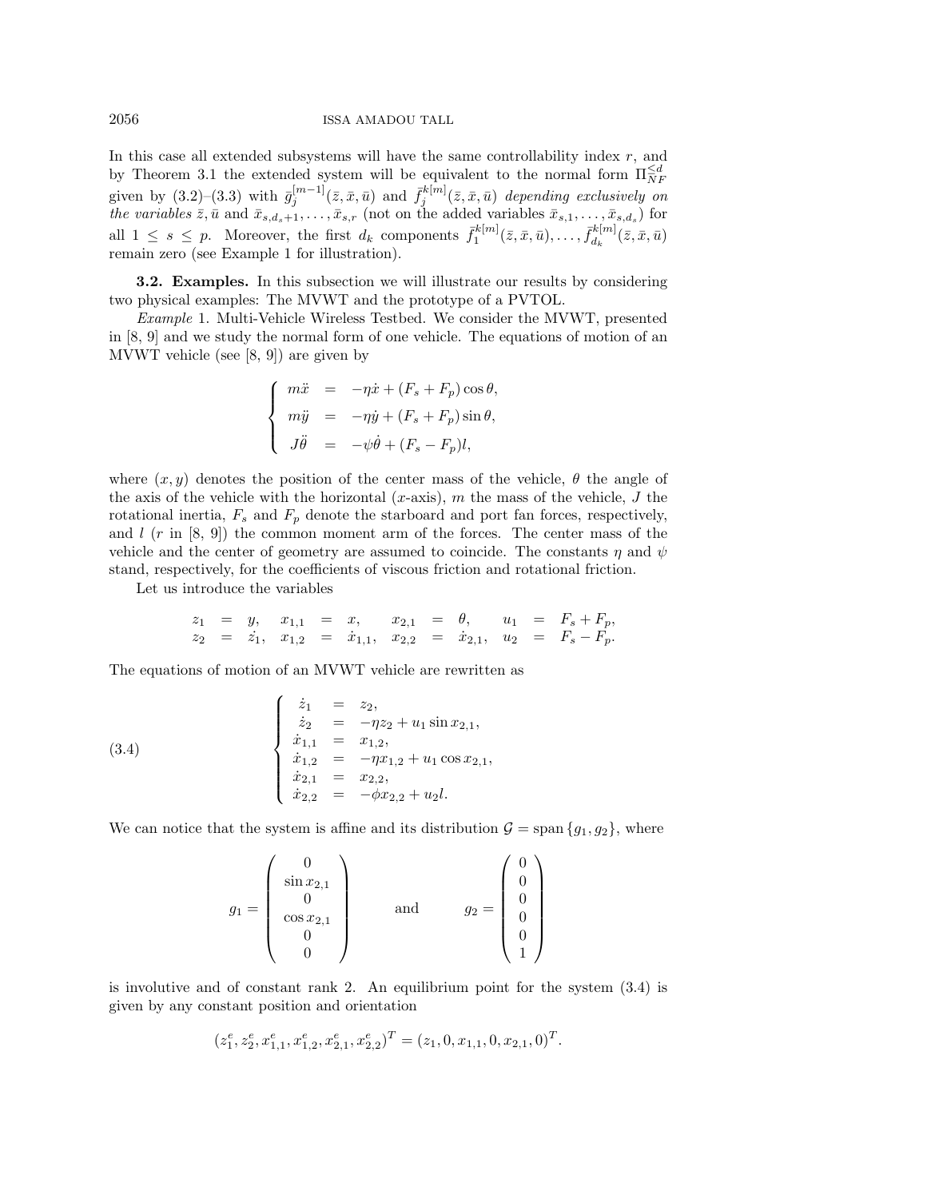In this case all extended subsystems will have the same controllability index $r$, and by Theorem 3.1 the extended system will be equivalent to the normal form $\Pi_{NF}^{\leq d}$ given by (3.2)–(3.3) with $\bar{g}_j^{[m-1]}(\bar{z}, \bar{x}, \bar{u})$ and $\bar{f}_j^{k[m]}(\bar{z}, \bar{x}, \bar{u})$ *depending exclusively on the variables* $\bar{z}, \bar{u}$ and $\bar{x}_{s,d_s+1}, \ldots, \bar{x}_{s,r}$ (not on the added variables $\bar{x}_{s,1}, \ldots, \bar{x}_{s,d_s}$) for all $1 \leq s \leq p$. Moreover, the first $d_k$ components $\bar{f}_1^{k[m]}(\bar{z}, \bar{x}, \bar{u}), \ldots, \bar{f}_{d_k}^{k[m]}(\bar{z}, \bar{x}, \bar{u})$ remain zero (see Example 1 for illustration).

**3.2. Examples.** In this subsection we will illustrate our results by considering two physical examples: The MVWT and the prototype of a PVTOL.

*Example* 1. Multi-Vehicle Wireless Testbed. We consider the MVWT, presented in [8, 9] and we study the normal form of one vehicle. The equations of motion of an MVWT vehicle (see [8, 9]) are given by

$$
\begin{cases}
m\ddot{x} &= -\eta\dot{x} + (F_s + F_p)\cos\theta, \\
m\ddot{y} &= -\eta\dot{y} + (F_s + F_p)\sin\theta, \\
J\ddot{\theta} &= -\psi\dot{\theta} + (F_s - F_p)l,
\end{cases}
$$

where $(x, y)$ denotes the position of the center mass of the vehicle, $\theta$ the angle of the axis of the vehicle with the horizontal ($x$-axis), $m$ the mass of the vehicle, $J$ the rotational inertia, $F_s$ and $F_p$ denote the starboard and port fan forces, respectively, and $l$ ($r$ in [8, 9]) the common moment arm of the forces. The center mass of the vehicle and the center of geometry are assumed to coincide. The constants $\eta$ and $\psi$ stand, respectively, for the coefficients of viscous friction and rotational friction.

Let us introduce the variables

$$
\begin{array}{llll}
z_1 = y, & x_{1,1} = x, & x_{2,1} = \theta, & u_1 = F_s + F_p, \\
z_2 = \dot{z}_1, & x_{1,2} = \dot{x}_{1,1}, & x_{2,2} = \dot{x}_{2,1}, & u_2 = F_s - F_p.
\end{array}
$$

The equations of motion of an MVWT vehicle are rewritten as

$$
\begin{cases}
\dot{z}_1 &= z_2, \\
\dot{z}_2 &= -\eta z_2 + u_1 \sin x_{2,1}, \\
\dot{x}_{1,1} &= x_{1,2}, \\
\dot{x}_{1,2} &= -\eta x_{1,2} + u_1 \cos x_{2,1}, \\
\dot{x}_{2,1} &= x_{2,2}, \\
\dot{x}_{2,2} &= -\phi x_{2,2} + u_2 l.
\end{cases}
\tag{3.4}
$$

We can notice that the system is affine and its distribution $\mathcal{G} = \text{span}\{g_1, g_2\}$, where

$$
g_1 = \begin{pmatrix} 0 \\ \sin x_{2,1} \\ 0 \\ \cos x_{2,1} \\ 0 \\ 0 \end{pmatrix} \qquad \text{and} \qquad g_2 = \begin{pmatrix} 0 \\ 0 \\ 0 \\ 0 \\ 0 \\ 1 \end{pmatrix}
$$

is involutive and of constant rank 2. An equilibrium point for the system (3.4) is given by any constant position and orientation

$$
(z_1^e, z_2^e, x_{1,1}^e, x_{1,2}^e, x_{2,1}^e, x_{2,2}^e)^T = (z_1, 0, x_{1,1}, 0, x_{2,1}, 0)^T.
$$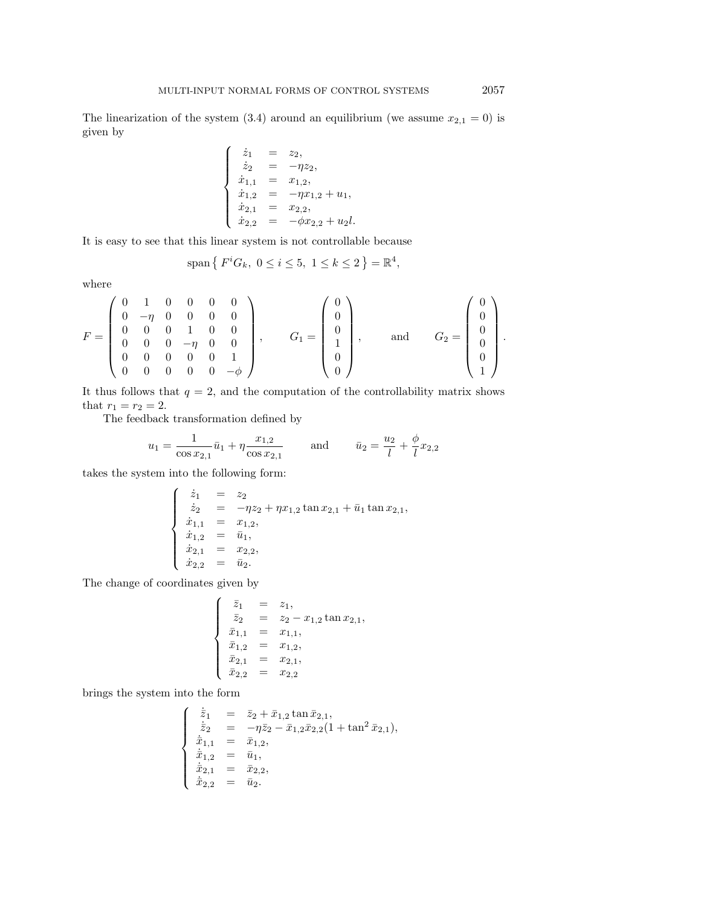The linearization of the system (3.4) around an equilibrium (we assume $x_{2,1} = 0$) is given by

$$
\left\{
\begin{array}{rcl}
\dot{z}_1 & = & z_2, \\
\dot{z}_2 & = & -\eta z_2, \\
\dot{x}_{1,1} & = & x_{1,2}, \\
\dot{x}_{1,2} & = & -\eta x_{1,2} + u_1, \\
\dot{x}_{2,1} & = & x_{2,2}, \\
\dot{x}_{2,2} & = & -\phi x_{2,2} + u_2 l.
\end{array}
\right.
$$

It is easy to see that this linear system is not controllable because

$$
\operatorname{span}\left\{ F^i G_k,\ 0 \le i \le 5,\ 1 \le k \le 2 \right\} = \mathbb{R}^4,
$$

where

$$
F = \begin{pmatrix}
0 & 1 & 0 & 0 & 0 & 0 \\
0 & -\eta & 0 & 0 & 0 & 0 \\
0 & 0 & 0 & 1 & 0 & 0 \\
0 & 0 & 0 & -\eta & 0 & 0 \\
0 & 0 & 0 & 0 & 0 & 1 \\
0 & 0 & 0 & 0 & 0 & -\phi
\end{pmatrix}, \qquad
G_1 = \begin{pmatrix} 0 \\ 0 \\ 0 \\ 1 \\ 0 \\ 0 \end{pmatrix}, \qquad \text{and} \qquad
G_2 = \begin{pmatrix} 0 \\ 0 \\ 0 \\ 0 \\ 0 \\ 1 \end{pmatrix}.
$$

It thus follows that $q = 2$, and the computation of the controllability matrix shows that $r_1 = r_2 = 2$.

The feedback transformation defined by

$$
u_1 = \frac{1}{\cos x_{2,1}} \bar{u}_1 + \eta \frac{x_{1,2}}{\cos x_{2,1}} \qquad \text{and} \qquad \bar{u}_2 = \frac{u_2}{l} + \frac{\phi}{l} x_{2,2}
$$

takes the system into the following form:

$$
\left\{
\begin{array}{rcl}
\dot{z}_1 & = & z_2 \\
\dot{z}_2 & = & -\eta z_2 + \eta x_{1,2} \tan x_{2,1} + \bar{u}_1 \tan x_{2,1}, \\
\dot{x}_{1,1} & = & x_{1,2}, \\
\dot{x}_{1,2} & = & \bar{u}_1, \\
\dot{x}_{2,1} & = & x_{2,2}, \\
\dot{x}_{2,2} & = & \bar{u}_2.
\end{array}
\right.
$$

The change of coordinates given by

$$
\left\{
\begin{array}{rcl}
\bar{z}_1 & = & z_1, \\
\bar{z}_2 & = & z_2 - x_{1,2} \tan x_{2,1}, \\
\bar{x}_{1,1} & = & x_{1,1}, \\
\bar{x}_{1,2} & = & x_{1,2}, \\
\bar{x}_{2,1} & = & x_{2,1}, \\
\bar{x}_{2,2} & = & x_{2,2}
\end{array}
\right.
$$

brings the system into the form

$$
\left\{
\begin{array}{rcl}
\dot{\bar{z}}_1 & = & \bar{z}_2 + \bar{x}_{1,2} \tan \bar{x}_{2,1}, \\
\dot{\bar{z}}_2 & = & -\eta \bar{z}_2 - \bar{x}_{1,2} \bar{x}_{2,2} (1 + \tan^2 \bar{x}_{2,1}), \\
\dot{\bar{x}}_{1,1} & = & \bar{x}_{1,2}, \\
\dot{\bar{x}}_{1,2} & = & \bar{u}_1, \\
\dot{\bar{x}}_{2,1} & = & \bar{x}_{2,2}, \\
\dot{\bar{x}}_{2,2} & = & \bar{u}_2.
\end{array}
\right.
$$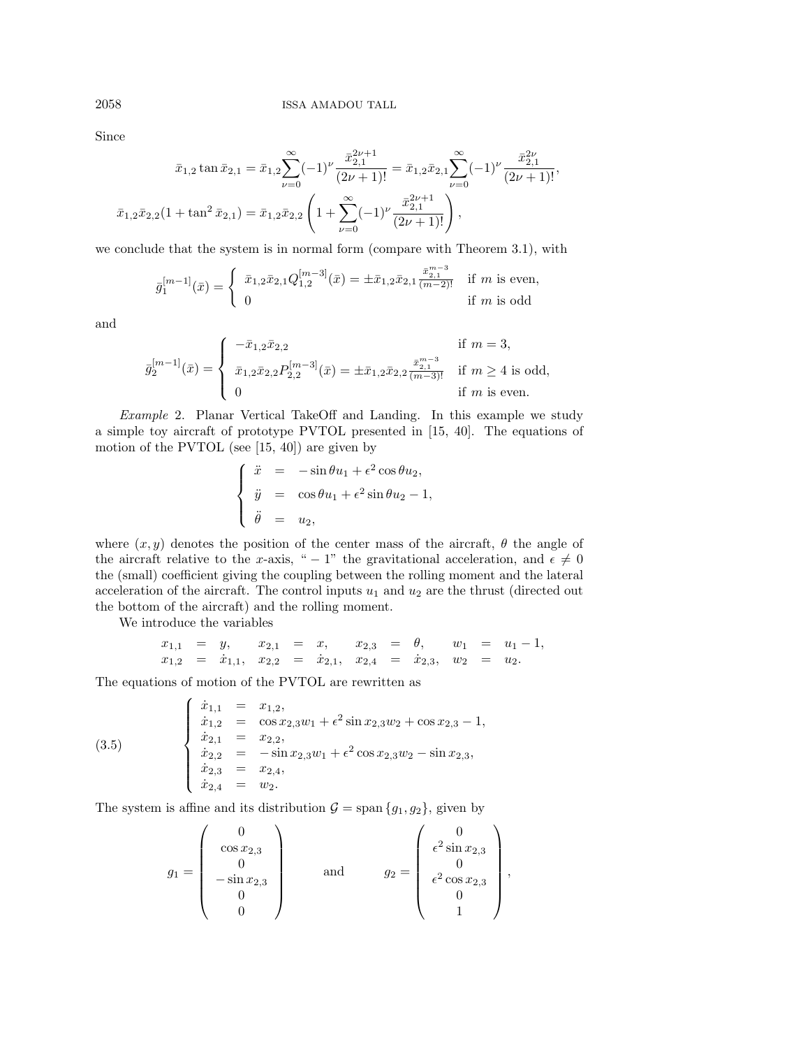Since

$$
\begin{aligned}
\bar{x}_{1,2} \tan \bar{x}_{2,1} &= \bar{x}_{1,2} \sum_{\nu=0}^{\infty} (-1)^{\nu} \frac{\bar{x}_{2,1}^{2\nu+1}}{(2\nu+1)!} = \bar{x}_{1,2} \bar{x}_{2,1} \sum_{\nu=0}^{\infty} (-1)^{\nu} \frac{\bar{x}_{2,1}^{2\nu}}{(2\nu+1)!}, \\
\bar{x}_{1,2} \bar{x}_{2,2} (1 + \tan^2 \bar{x}_{2,1}) &= \bar{x}_{1,2} \bar{x}_{2,2} \left( 1 + \sum_{\nu=0}^{\infty} (-1)^{\nu} \frac{\bar{x}_{2,1}^{2\nu+1}}{(2\nu+1)!} \right),
\end{aligned}
$$

we conclude that the system is in normal form (compare with Theorem 3.1), with

$$
\bar{g}_1^{[m-1]}(\bar{x}) = \begin{cases} \bar{x}_{1,2} \bar{x}_{2,1} Q_{1,2}^{[m-3]}(\bar{x}) = \pm \bar{x}_{1,2} \bar{x}_{2,1} \frac{\bar{x}_{2,1}^{m-3}}{(m-2)!} & \text{if } m \text{ is even}, \\ 0 & \text{if } m \text{ is odd} \end{cases}
$$

and

$$
\bar{g}_2^{[m-1]}(\bar{x}) = \begin{cases} -\bar{x}_{1,2} \bar{x}_{2,2} & \text{if } m = 3, \\ \bar{x}_{1,2} \bar{x}_{2,2} P_{2,2}^{[m-3]}(\bar{x}) = \pm \bar{x}_{1,2} \bar{x}_{2,2} \frac{\bar{x}_{2,1}^{m-3}}{(m-3)!} & \text{if } m \geq 4 \text{ is odd}, \\ 0 & \text{if } m \text{ is even}. \end{cases}
$$

*Example* 2. Planar Vertical TakeOff and Landing. In this example we study a simple toy aircraft of prototype PVTOL presented in [15, 40]. The equations of motion of the PVTOL (see [15, 40]) are given by

$$
\begin{cases} \ddot{x} &= -\sin\theta u_1 + \epsilon^2 \cos\theta u_2, \\ \ddot{y} &= \cos\theta u_1 + \epsilon^2 \sin\theta u_2 - 1, \\ \ddot{\theta} &= u_2, \end{cases}
$$

where $(x, y)$ denotes the position of the center mass of the aircraft, $\theta$ the angle of the aircraft relative to the $x$-axis, "$-1$" the gravitational acceleration, and $\epsilon \neq 0$ the (small) coefficient giving the coupling between the rolling moment and the lateral acceleration of the aircraft. The control inputs $u_1$ and $u_2$ are the thrust (directed out the bottom of the aircraft) and the rolling moment.

We introduce the variables

$$
\begin{array}{llllll}
x_{1,1} = y, & x_{2,1} = x, & x_{2,3} = \theta, & w_1 = u_1 - 1, \\
x_{1,2} = \dot{x}_{1,1}, & x_{2,2} = \dot{x}_{2,1}, & x_{2,4} = \dot{x}_{2,3}, & w_2 = u_2.
\end{array}
$$

The equations of motion of the PVTOL are rewritten as

$$
(3.5) \qquad \begin{cases} \dot{x}_{1,1} &= x_{1,2}, \\ \dot{x}_{1,2} &= \cos x_{2,3} w_1 + \epsilon^2 \sin x_{2,3} w_2 + \cos x_{2,3} - 1, \\ \dot{x}_{2,1} &= x_{2,2}, \\ \dot{x}_{2,2} &= -\sin x_{2,3} w_1 + \epsilon^2 \cos x_{2,3} w_2 - \sin x_{2,3}, \\ \dot{x}_{2,3} &= x_{2,4}, \\ \dot{x}_{2,4} &= w_2. \end{cases}
$$

The system is affine and its distribution $\mathcal{G} = \text{span}\{g_1, g_2\}$, given by

$$
g_1 = \begin{pmatrix} 0 \\ \cos x_{2,3} \\ 0 \\ -\sin x_{2,3} \\ 0 \\ 0 \end{pmatrix} \qquad \text{and} \qquad g_2 = \begin{pmatrix} 0 \\ \epsilon^2 \sin x_{2,3} \\ 0 \\ \epsilon^2 \cos x_{2,3} \\ 0 \\ 1 \end{pmatrix},
$$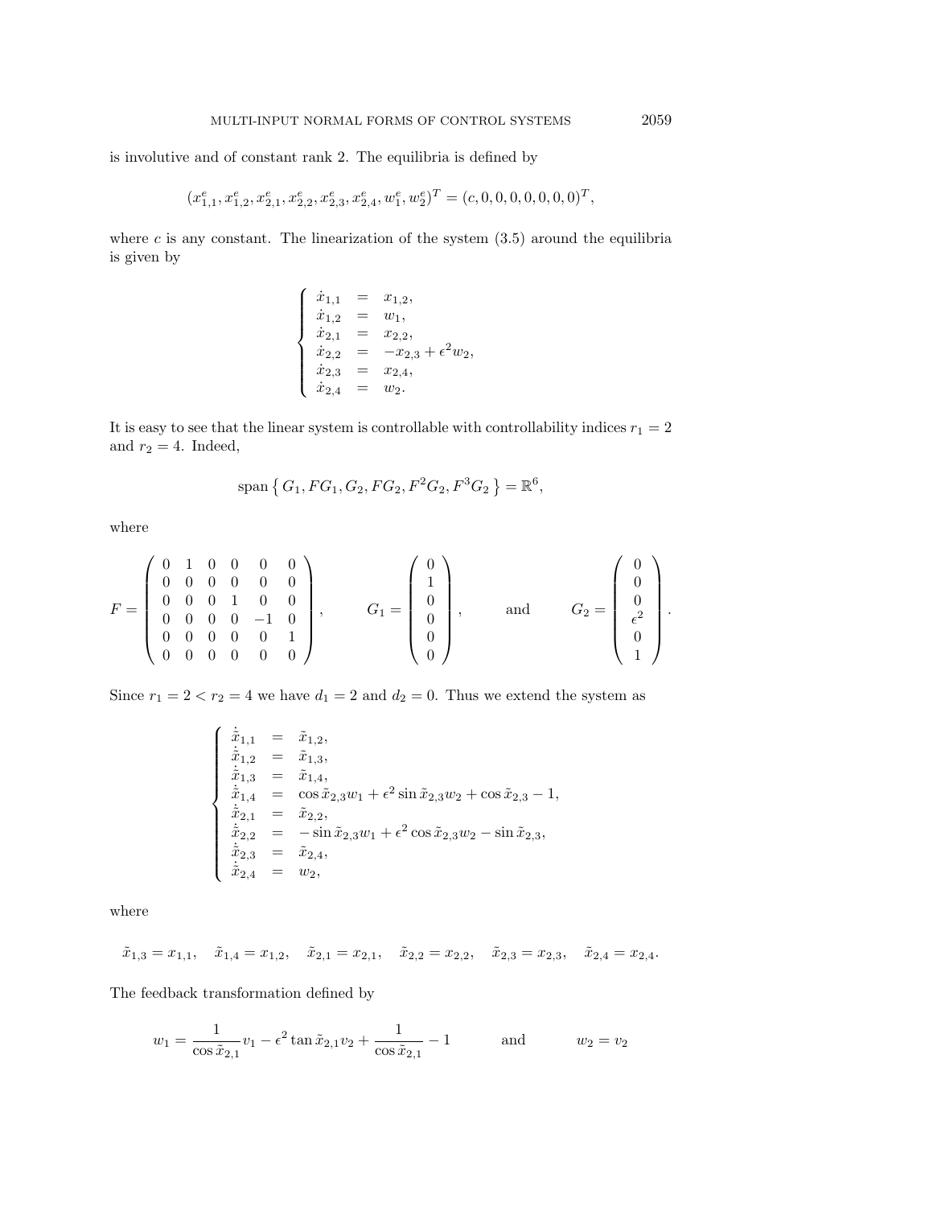is involutive and of constant rank 2. The equilibria is defined by

$$(x_{1,1}^e, x_{1,2}^e, x_{2,1}^e, x_{2,2}^e, x_{2,3}^e, x_{2,4}^e, w_1^e, w_2^e)^T = (c, 0, 0, 0, 0, 0, 0, 0)^T,$$

where $c$ is any constant. The linearization of the system (3.5) around the equilibria is given by

$$\left\{ \begin{array}{lcl} \dot{x}_{1,1} & = & x_{1,2}, \\ \dot{x}_{1,2} & = & w_1, \\ \dot{x}_{2,1} & = & x_{2,2}, \\ \dot{x}_{2,2} & = & -x_{2,3} + \epsilon^2 w_2, \\ \dot{x}_{2,3} & = & x_{2,4}, \\ \dot{x}_{2,4} & = & w_2. \end{array} \right.$$

It is easy to see that the linear system is controllable with controllability indices $r_1 = 2$ and $r_2 = 4$. Indeed,

$$\operatorname{span}\left\{ G_1, FG_1, G_2, FG_2, F^2G_2, F^3G_2 \right\} = \mathbb{R}^6,$$

where

$$F = \begin{pmatrix} 0 & 1 & 0 & 0 & 0 & 0 \\ 0 & 0 & 0 & 0 & 0 & 0 \\ 0 & 0 & 0 & 1 & 0 & 0 \\ 0 & 0 & 0 & 0 & -1 & 0 \\ 0 & 0 & 0 & 0 & 0 & 1 \\ 0 & 0 & 0 & 0 & 0 & 0 \end{pmatrix}, \qquad G_1 = \begin{pmatrix} 0 \\ 1 \\ 0 \\ 0 \\ 0 \\ 0 \end{pmatrix}, \qquad \text{and} \qquad G_2 = \begin{pmatrix} 0 \\ 0 \\ 0 \\ \epsilon^2 \\ 0 \\ 1 \end{pmatrix}.$$

Since $r_1 = 2 < r_2 = 4$ we have $d_1 = 2$ and $d_2 = 0$. Thus we extend the system as

$$\left\{ \begin{array}{lcl} \dot{\tilde{x}}_{1,1} & = & \tilde{x}_{1,2}, \\ \dot{\tilde{x}}_{1,2} & = & \tilde{x}_{1,3}, \\ \dot{\tilde{x}}_{1,3} & = & \tilde{x}_{1,4}, \\ \dot{\tilde{x}}_{1,4} & = & \cos\tilde{x}_{2,3}w_1 + \epsilon^2 \sin\tilde{x}_{2,3}w_2 + \cos\tilde{x}_{2,3} - 1, \\ \dot{\tilde{x}}_{2,1} & = & \tilde{x}_{2,2}, \\ \dot{\tilde{x}}_{2,2} & = & -\sin\tilde{x}_{2,3}w_1 + \epsilon^2 \cos\tilde{x}_{2,3}w_2 - \sin\tilde{x}_{2,3}, \\ \dot{\tilde{x}}_{2,3} & = & \tilde{x}_{2,4}, \\ \dot{\tilde{x}}_{2,4} & = & w_2, \end{array} \right.$$

where

$$\tilde{x}_{1,3} = x_{1,1}, \quad \tilde{x}_{1,4} = x_{1,2}, \quad \tilde{x}_{2,1} = x_{2,1}, \quad \tilde{x}_{2,2} = x_{2,2}, \quad \tilde{x}_{2,3} = x_{2,3}, \quad \tilde{x}_{2,4} = x_{2,4}.$$

The feedback transformation defined by

$$w_1 = \frac{1}{\cos\tilde{x}_{2,1}}v_1 - \epsilon^2 \tan\tilde{x}_{2,1}v_2 + \frac{1}{\cos\tilde{x}_{2,1}} - 1 \qquad \text{and} \qquad w_2 = v_2$$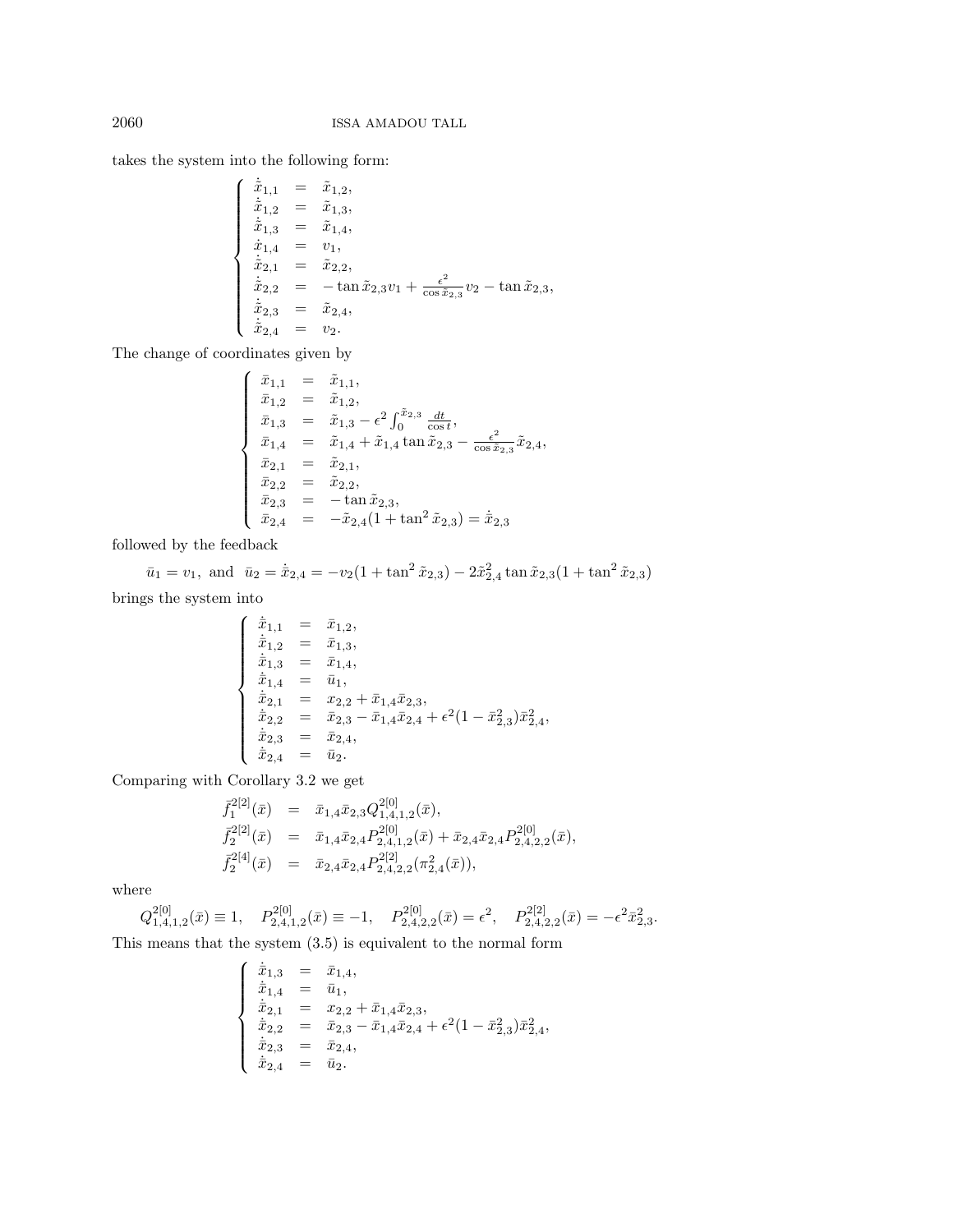takes the system into the following form:

$$
\begin{cases}
\dot{\tilde{x}}_{1,1} &=& \tilde{x}_{1,2},\\
\dot{\tilde{x}}_{1,2} &=& \tilde{x}_{1,3},\\
\dot{\tilde{x}}_{1,3} &=& \tilde{x}_{1,4},\\
\dot{\tilde{x}}_{1,4} &=& v_1,\\
\dot{\tilde{x}}_{2,1} &=& \tilde{x}_{2,2},\\
\dot{\tilde{x}}_{2,2} &=& -\tan\tilde{x}_{2,3}v_1 + \frac{\epsilon^2}{\cos\tilde{x}_{2,3}}v_2 - \tan\tilde{x}_{2,3},\\
\dot{\tilde{x}}_{2,3} &=& \tilde{x}_{2,4},\\
\dot{\tilde{x}}_{2,4} &=& v_2.
\end{cases}
$$

The change of coordinates given by

$$
\begin{cases}
\bar{x}_{1,1} &=& \tilde{x}_{1,1},\\
\bar{x}_{1,2} &=& \tilde{x}_{1,2},\\
\bar{x}_{1,3} &=& \tilde{x}_{1,3} - \epsilon^2\int_0^{\tilde{x}_{2,3}}\frac{dt}{\cos t},\\
\bar{x}_{1,4} &=& \tilde{x}_{1,4} + \tilde{x}_{1,4}\tan\tilde{x}_{2,3} - \frac{\epsilon^2}{\cos\tilde{x}_{2,3}}\tilde{x}_{2,4},\\
\bar{x}_{2,1} &=& \tilde{x}_{2,1},\\
\bar{x}_{2,2} &=& \tilde{x}_{2,2},\\
\bar{x}_{2,3} &=& -\tan\tilde{x}_{2,3},\\
\bar{x}_{2,4} &=& -\tilde{x}_{2,4}(1+\tan^2\tilde{x}_{2,3}) = \dot{\bar{x}}_{2,3}
\end{cases}
$$

followed by the feedback

$$
\bar{u}_1 = v_1, \text{ and } \bar{u}_2 = \dot{\bar{x}}_{2,4} = -v_2(1+\tan^2\tilde{x}_{2,3}) - 2\tilde{x}_{2,4}^2\tan\tilde{x}_{2,3}(1+\tan^2\tilde{x}_{2,3})
$$

brings the system into

$$
\begin{cases}
\dot{\bar{x}}_{1,1} &=& \bar{x}_{1,2},\\
\dot{\bar{x}}_{1,2} &=& \bar{x}_{1,3},\\
\dot{\bar{x}}_{1,3} &=& \bar{x}_{1,4},\\
\dot{\bar{x}}_{1,4} &=& \bar{u}_1,\\
\dot{\bar{x}}_{2,1} &=& x_{2,2} + \bar{x}_{1,4}\bar{x}_{2,3},\\
\dot{\bar{x}}_{2,2} &=& \bar{x}_{2,3} - \bar{x}_{1,4}\bar{x}_{2,4} + \epsilon^2(1-\bar{x}_{2,3}^2)\bar{x}_{2,4}^2,\\
\dot{\bar{x}}_{2,3} &=& \bar{x}_{2,4},\\
\dot{\bar{x}}_{2,4} &=& \bar{u}_2.
\end{cases}
$$

Comparing with Corollary 3.2 we get

$$
\begin{aligned}
\bar{f}_1^{2[2]}(\bar{x}) &= \bar{x}_{1,4}\bar{x}_{2,3}Q_{1,4,1,2}^{2[0]}(\bar{x}),\\
\bar{f}_2^{2[2]}(\bar{x}) &= \bar{x}_{1,4}\bar{x}_{2,4}P_{2,4,1,2}^{2[0]}(\bar{x}) + \bar{x}_{2,4}\bar{x}_{2,4}P_{2,4,2,2}^{2[0]}(\bar{x}),\\
\bar{f}_2^{2[4]}(\bar{x}) &= \bar{x}_{2,4}\bar{x}_{2,4}P_{2,4,2,2}^{2[2]}(\pi_{2,4}^2(\bar{x})),
\end{aligned}
$$

where

$$
Q_{1,4,1,2}^{2[0]}(\bar{x}) \equiv 1, \quad P_{2,4,1,2}^{2[0]}(\bar{x}) \equiv -1, \quad P_{2,4,2,2}^{2[0]}(\bar{x}) = \epsilon^2, \quad P_{2,4,2,2}^{2[2]}(\bar{x}) = -\epsilon^2\bar{x}_{2,3}^2.
$$

This means that the system (3.5) is equivalent to the normal form

$$
\begin{cases}
\dot{\bar{x}}_{1,3} &=& \bar{x}_{1,4},\\
\dot{\bar{x}}_{1,4} &=& \bar{u}_1,\\
\dot{\bar{x}}_{2,1} &=& x_{2,2} + \bar{x}_{1,4}\bar{x}_{2,3},\\
\dot{\bar{x}}_{2,2} &=& \bar{x}_{2,3} - \bar{x}_{1,4}\bar{x}_{2,4} + \epsilon^2(1-\bar{x}_{2,3}^2)\bar{x}_{2,4}^2,\\
\dot{\bar{x}}_{2,3} &=& \bar{x}_{2,4},\\
\dot{\bar{x}}_{2,4} &=& \bar{u}_2.
\end{cases}
$$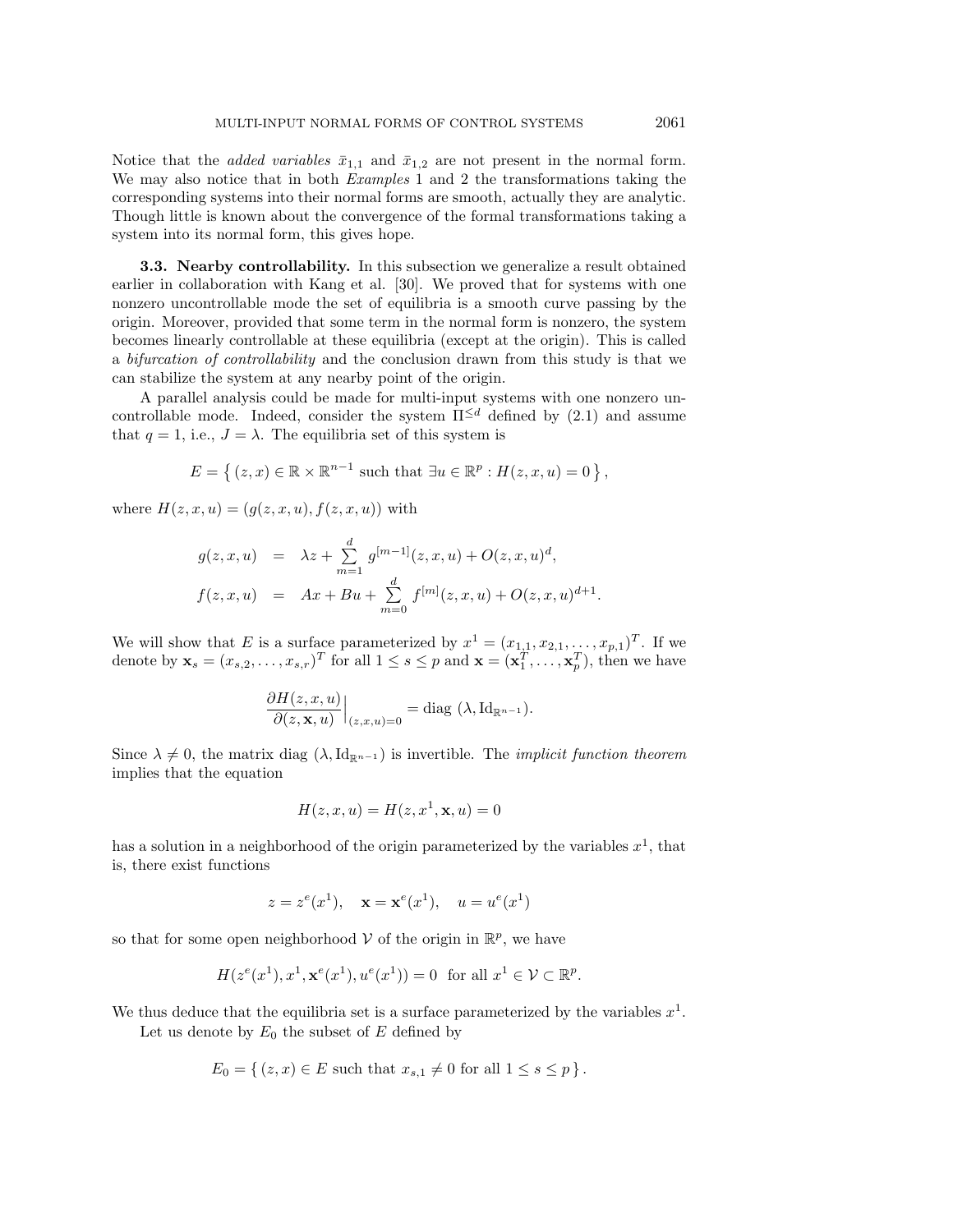Notice that the *added variables* $\bar{x}_{1,1}$ and $\bar{x}_{1,2}$ are not present in the normal form. We may also notice that in both *Examples* 1 and 2 the transformations taking the corresponding systems into their normal forms are smooth, actually they are analytic. Though little is known about the convergence of the formal transformations taking a system into its normal form, this gives hope.

**3.3. Nearby controllability.** In this subsection we generalize a result obtained earlier in collaboration with Kang et al. [30]. We proved that for systems with one nonzero uncontrollable mode the set of equilibria is a smooth curve passing by the origin. Moreover, provided that some term in the normal form is nonzero, the system becomes linearly controllable at these equilibria (except at the origin). This is called a *bifurcation of controllability* and the conclusion drawn from this study is that we can stabilize the system at any nearby point of the origin.

A parallel analysis could be made for multi-input systems with one nonzero uncontrollable mode. Indeed, consider the system $\Pi^{\leq d}$ defined by (2.1) and assume that $q = 1$, i.e., $J = \lambda$. The equilibria set of this system is

$$E = \left\{ (z, x) \in \mathbb{R} \times \mathbb{R}^{n-1} \text{ such that } \exists u \in \mathbb{R}^p : H(z, x, u) = 0 \right\},$$

where $H(z, x, u) = (g(z, x, u), f(z, x, u))$ with

$$\begin{aligned} g(z, x, u) &= \lambda z + \sum_{m=1}^{d} g^{[m-1]}(z, x, u) + O(z, x, u)^d, \\ f(z, x, u) &= Ax + Bu + \sum_{m=0}^{d} f^{[m]}(z, x, u) + O(z, x, u)^{d+1}. \end{aligned}$$

We will show that $E$ is a surface parameterized by $x^1 = (x_{1,1}, x_{2,1}, \ldots, x_{p,1})^T$. If we denote by $\mathbf{x}_s = (x_{s,2}, \ldots, x_{s,r})^T$ for all $1 \leq s \leq p$ and $\mathbf{x} = (\mathbf{x}_1^T, \ldots, \mathbf{x}_p^T)$, then we have

$$\frac{\partial H(z, x, u)}{\partial (z, \mathbf{x}, u)}\Big|_{(z,x,u)=0} = \text{diag } (\lambda, \text{Id}_{\mathbb{R}^{n-1}}).$$

Since $\lambda \neq 0$, the matrix diag $(\lambda, \text{Id}_{\mathbb{R}^{n-1}})$ is invertible. The *implicit function theorem* implies that the equation

$$H(z, x, u) = H(z, x^1, \mathbf{x}, u) = 0$$

has a solution in a neighborhood of the origin parameterized by the variables $x^1$, that is, there exist functions

$$z = z^e(x^1), \quad \mathbf{x} = \mathbf{x}^e(x^1), \quad u = u^e(x^1)$$

so that for some open neighborhood $\mathcal{V}$ of the origin in $\mathbb{R}^p$, we have

$$H(z^e(x^1), x^1, \mathbf{x}^e(x^1), u^e(x^1)) = 0 \text{ for all } x^1 \in \mathcal{V} \subset \mathbb{R}^p.$$

We thus deduce that the equilibria set is a surface parameterized by the variables $x^1$.

Let us denote by $E_0$ the subset of $E$ defined by

$$E_0 = \{ (z, x) \in E \text{ such that } x_{s,1} \neq 0 \text{ for all } 1 \leq s \leq p \}.$$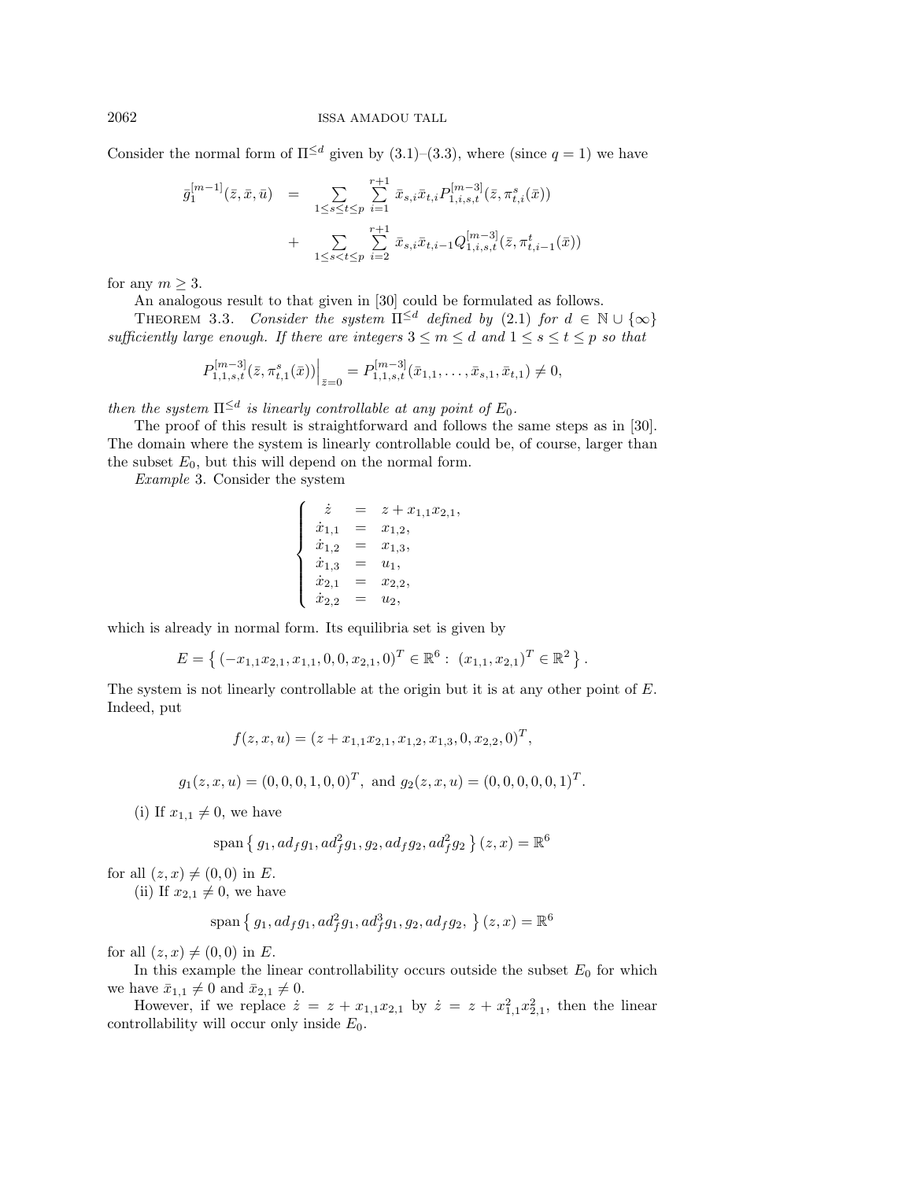Consider the normal form of $\Pi^{\leq d}$ given by (3.1)–(3.3), where (since $q = 1$) we have

$$
\begin{aligned}
\bar{g}_1^{[m-1]}(\bar{z}, \bar{x}, \bar{u}) &= \sum_{1 \leq s \leq t \leq p} \sum_{i=1}^{r+1} \bar{x}_{s,i} \bar{x}_{t,i} P_{1,i,s,t}^{[m-3]}(\bar{z}, \pi_{t,i}^{s}(\bar{x})) \\
&+ \sum_{1 \leq s < t \leq p} \sum_{i=2}^{r+1} \bar{x}_{s,i} \bar{x}_{t,i-1} Q_{1,i,s,t}^{[m-3]}(\bar{z}, \pi_{t,i-1}^{t}(\bar{x}))
\end{aligned}
$$

for any $m \geq 3$.

An analogous result to that given in [30] could be formulated as follows.

THEOREM 3.3. *Consider the system $\Pi^{\leq d}$ defined by (2.1) for $d \in \mathbb{N} \cup \{\infty\}$ sufficiently large enough. If there are integers $3 \leq m \leq d$ and $1 \leq s \leq t \leq p$ so that*

$$
P_{1,1,s,t}^{[m-3]}(\bar{z}, \pi_{t,1}^{s}(\bar{x}))\Big|_{\bar{z}=0} = P_{1,1,s,t}^{[m-3]}(\bar{x}_{1,1}, \ldots, \bar{x}_{s,1}, \bar{x}_{t,1}) \neq 0,
$$

*then the system $\Pi^{\leq d}$ is linearly controllable at any point of $E_0$.*

The proof of this result is straightforward and follows the same steps as in [30]. The domain where the system is linearly controllable could be, of course, larger than the subset $E_0$, but this will depend on the normal form.

*Example* 3. Consider the system

$$
\left\{
\begin{array}{lcl}
\dot{z} &=& z + x_{1,1} x_{2,1}, \\
\dot{x}_{1,1} &=& x_{1,2}, \\
\dot{x}_{1,2} &=& x_{1,3}, \\
\dot{x}_{1,3} &=& u_1, \\
\dot{x}_{2,1} &=& x_{2,2}, \\
\dot{x}_{2,2} &=& u_2,
\end{array}
\right.
$$

which is already in normal form. Its equilibria set is given by

$$
E = \left\{ (-x_{1,1} x_{2,1}, x_{1,1}, 0, 0, x_{2,1}, 0)^T \in \mathbb{R}^6 : \ (x_{1,1}, x_{2,1})^T \in \mathbb{R}^2 \right\}.
$$

The system is not linearly controllable at the origin but it is at any other point of $E$. Indeed, put

$$
f(z, x, u) = (z + x_{1,1} x_{2,1}, x_{1,2}, x_{1,3}, 0, x_{2,2}, 0)^T,
$$

$$
g_1(z, x, u) = (0, 0, 0, 1, 0, 0)^T, \text{ and } g_2(z, x, u) = (0, 0, 0, 0, 0, 1)^T.
$$

(i) If $x_{1,1} \neq 0$, we have

$$
\operatorname{span}\left\{ g_1, ad_f g_1, ad_f^2 g_1, g_2, ad_f g_2, ad_f^2 g_2 \right\}(z, x) = \mathbb{R}^6
$$

for all $(z, x) \neq (0, 0)$ in $E$.

(ii) If $x_{2,1} \neq 0$, we have

$$
\operatorname{span}\left\{ g_1, ad_f g_1, ad_f^2 g_1, ad_f^3 g_1, g_2, ad_f g_2, \right\}(z, x) = \mathbb{R}^6
$$

for all $(z, x) \neq (0, 0)$ in $E$.

In this example the linear controllability occurs outside the subset $E_0$ for which we have $\bar{x}_{1,1} \neq 0$ and $\bar{x}_{2,1} \neq 0$.

However, if we replace $\dot{z} = z + x_{1,1} x_{2,1}$ by $\dot{z} = z + x_{1,1}^2 x_{2,1}^2$, then the linear controllability will occur only inside $E_0$.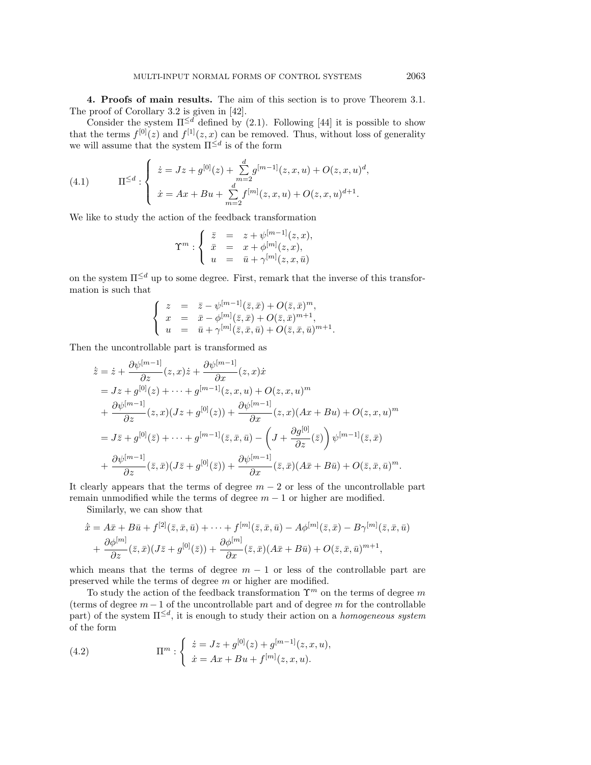**4. Proofs of main results.** The aim of this section is to prove Theorem 3.1. The proof of Corollary 3.2 is given in [42].

Consider the system $\Pi^{\leq d}$ defined by (2.1). Following [44] it is possible to show that the terms $f^{[0]}(z)$ and $f^{[1]}(z,x)$ can be removed. Thus, without loss of generality we will assume that the system $\Pi^{\leq d}$ is of the form

$$
\Pi^{\leq d} : \begin{cases} \dot{z} = Jz + g^{[0]}(z) + \sum\limits_{m=2}^{d} g^{[m-1]}(z,x,u) + O(z,x,u)^d, \\ \dot{x} = Ax + Bu + \sum\limits_{m=2}^{d} f^{[m]}(z,x,u) + O(z,x,u)^{d+1}. \end{cases} \tag{4.1}
$$

We like to study the action of the feedback transformation

$$
\Upsilon^m : \begin{cases} \bar{z} &= z + \psi^{[m-1]}(z,x), \\ \bar{x} &= x + \phi^{[m]}(z,x), \\ u &= \bar{u} + \gamma^{[m]}(z,x,\bar{u}) \end{cases}
$$

on the system $\Pi^{\leq d}$ up to some degree. First, remark that the inverse of this transformation is such that

$$
\begin{cases} z &= \bar{z} - \psi^{[m-1]}(\bar{z},\bar{x}) + O(\bar{z},\bar{x})^m, \\ x &= \bar{x} - \phi^{[m]}(\bar{z},\bar{x}) + O(\bar{z},\bar{x})^{m+1}, \\ u &= \bar{u} + \gamma^{[m]}(\bar{z},\bar{x},\bar{u}) + O(\bar{z},\bar{x},\bar{u})^{m+1}. \end{cases}
$$

Then the uncontrollable part is transformed as

$$
\begin{aligned}
\dot{\bar{z}} &= \dot{z} + \frac{\partial \psi^{[m-1]}}{\partial z}(z,x)\dot{z} + \frac{\partial \psi^{[m-1]}}{\partial x}(z,x)\dot{x} \\
&= Jz + g^{[0]}(z) + \cdots + g^{[m-1]}(z,x,u) + O(z,x,u)^m \\
&+ \frac{\partial \psi^{[m-1]}}{\partial z}(z,x)(Jz + g^{[0]}(z)) + \frac{\partial \psi^{[m-1]}}{\partial x}(z,x)(Ax+Bu) + O(z,x,u)^m \\
&= J\bar{z} + g^{[0]}(\bar{z}) + \cdots + g^{[m-1]}(\bar{z},\bar{x},\bar{u}) - \left(J + \frac{\partial g^{[0]}}{\partial z}(\bar{z})\right)\psi^{[m-1]}(\bar{z},\bar{x}) \\
&+ \frac{\partial \psi^{[m-1]}}{\partial z}(\bar{z},\bar{x})(J\bar{z} + g^{[0]}(\bar{z})) + \frac{\partial \psi^{[m-1]}}{\partial x}(\bar{z},\bar{x})(A\bar{x}+B\bar{u}) + O(\bar{z},\bar{x},\bar{u})^m.
\end{aligned}
$$

It clearly appears that the terms of degree $m-2$ or less of the uncontrollable part remain unmodified while the terms of degree $m-1$ or higher are modified.

Similarly, we can show that

$$
\begin{aligned}
\dot{\bar{x}} &= A\bar{x} + B\bar{u} + f^{[2]}(\bar{z},\bar{x},\bar{u}) + \cdots + f^{[m]}(\bar{z},\bar{x},\bar{u}) - A\phi^{[m]}(\bar{z},\bar{x}) - B\gamma^{[m]}(\bar{z},\bar{x},\bar{u}) \\
&+ \frac{\partial \phi^{[m]}}{\partial z}(\bar{z},\bar{x})(J\bar{z} + g^{[0]}(\bar{z})) + \frac{\partial \phi^{[m]}}{\partial x}(\bar{z},\bar{x})(A\bar{x}+B\bar{u}) + O(\bar{z},\bar{x},\bar{u})^{m+1},
\end{aligned}
$$

which means that the terms of degree $m-1$ or less of the controllable part are preserved while the terms of degree $m$ or higher are modified.

To study the action of the feedback transformation $\Upsilon^m$ on the terms of degree $m$ (terms of degree $m-1$ of the uncontrollable part and of degree $m$ for the controllable part) of the system $\Pi^{\leq d}$, it is enough to study their action on a *homogeneous system* of the form

$$
\Pi^m : \begin{cases} \dot{z} = Jz + g^{[0]}(z) + g^{[m-1]}(z,x,u), \\ \dot{x} = Ax + Bu + f^{[m]}(z,x,u). \end{cases} \tag{4.2}
$$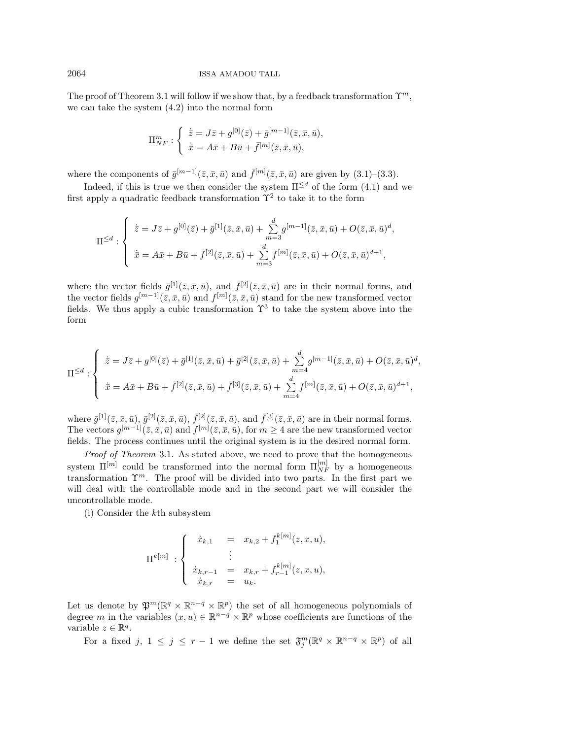The proof of Theorem 3.1 will follow if we show that, by a feedback transformation $\Upsilon^m$, we can take the system (4.2) into the normal form

$$\Pi_{NF}^m : \begin{cases} \dot{\bar{z}} = J\bar{z} + g^{[0]}(\bar{z}) + \bar{g}^{[m-1]}(\bar{z}, \bar{x}, \bar{u}), \\ \dot{\bar{x}} = A\bar{x} + B\bar{u} + \bar{f}^{[m]}(\bar{z}, \bar{x}, \bar{u}), \end{cases}$$

where the components of $\bar{g}^{[m-1]}(\bar{z}, \bar{x}, \bar{u})$ and $\bar{f}^{[m]}(\bar{z}, \bar{x}, \bar{u})$ are given by (3.1)–(3.3).

Indeed, if this is true we then consider the system $\Pi^{\leq d}$ of the form (4.1) and we first apply a quadratic feedback transformation $\Upsilon^2$ to take it to the form

$$\Pi^{\leq d} : \begin{cases} \dot{\bar{z}} = J\bar{z} + g^{[0]}(\bar{z}) + \bar{g}^{[1]}(\bar{z}, \bar{x}, \bar{u}) + \sum_{m=3}^{d} g^{[m-1]}(\bar{z}, \bar{x}, \bar{u}) + O(\bar{z}, \bar{x}, \bar{u})^d, \\ \dot{\bar{x}} = A\bar{x} + B\bar{u} + \bar{f}^{[2]}(\bar{z}, \bar{x}, \bar{u}) + \sum_{m=3}^{d} f^{[m]}(\bar{z}, \bar{x}, \bar{u}) + O(\bar{z}, \bar{x}, \bar{u})^{d+1}, \end{cases}$$

where the vector fields $\bar{g}^{[1]}(\bar{z}, \bar{x}, \bar{u})$, and $\bar{f}^{[2]}(\bar{z}, \bar{x}, \bar{u})$ are in their normal forms, and the vector fields $g^{[m-1]}(\bar{z}, \bar{x}, \bar{u})$ and $f^{[m]}(\bar{z}, \bar{x}, \bar{u})$ stand for the new transformed vector fields. We thus apply a cubic transformation $\Upsilon^3$ to take the system above into the form

$$\Pi^{\leq d} : \begin{cases} \dot{\bar{z}} = J\bar{z} + g^{[0]}(\bar{z}) + \bar{g}^{[1]}(\bar{z}, \bar{x}, \bar{u}) + \bar{g}^{[2]}(\bar{z}, \bar{x}, \bar{u}) + \sum_{m=4}^{d} g^{[m-1]}(\bar{z}, \bar{x}, \bar{u}) + O(\bar{z}, \bar{x}, \bar{u})^d, \\ \dot{\bar{x}} = A\bar{x} + B\bar{u} + \bar{f}^{[2]}(\bar{z}, \bar{x}, \bar{u}) + \bar{f}^{[3]}(\bar{z}, \bar{x}, \bar{u}) + \sum_{m=4}^{d} f^{[m]}(\bar{z}, \bar{x}, \bar{u}) + O(\bar{z}, \bar{x}, \bar{u})^{d+1}, \end{cases}$$

where $\bar{g}^{[1]}(\bar{z}, \bar{x}, \bar{u})$, $\bar{g}^{[2]}(\bar{z}, \bar{x}, \bar{u})$, $\bar{f}^{[2]}(\bar{z}, \bar{x}, \bar{u})$, and $\bar{f}^{[3]}(\bar{z}, \bar{x}, \bar{u})$ are in their normal forms. The vectors $g^{[m-1]}(\bar{z}, \bar{x}, \bar{u})$ and $f^{[m]}(\bar{z}, \bar{x}, \bar{u})$, for $m \geq 4$ are the new transformed vector fields. The process continues until the original system is in the desired normal form.

*Proof of Theorem* 3.1. As stated above, we need to prove that the homogeneous system $\Pi^{[m]}$ could be transformed into the normal form $\Pi_{NF}^{[m]}$ by a homogeneous transformation $\Upsilon^m$. The proof will be divided into two parts. In the first part we will deal with the controllable mode and in the second part we will consider the uncontrollable mode.

(i) Consider the $k$th subsystem

$$\Pi^{k[m]} \ : \begin{cases} \dot{x}_{k,1} &= x_{k,2} + f_1^{k[m]}(z, x, u), \\ & \vdots \\ \dot{x}_{k,r-1} &= x_{k,r} + f_{r-1}^{k[m]}(z, x, u), \\ \dot{x}_{k,r} &= u_k. \end{cases}$$

Let us denote by $\mathfrak{P}^m(\mathbb{R}^q \times \mathbb{R}^{n-q} \times \mathbb{R}^p)$ the set of all homogeneous polynomials of degree $m$ in the variables $(x, u) \in \mathbb{R}^{n-q} \times \mathbb{R}^p$ whose coefficients are functions of the variable $z \in \mathbb{R}^q$.

For a fixed $j$, $1 \leq j \leq r-1$ we define the set $\mathfrak{F}_j^m(\mathbb{R}^q \times \mathbb{R}^{n-q} \times \mathbb{R}^p)$ of all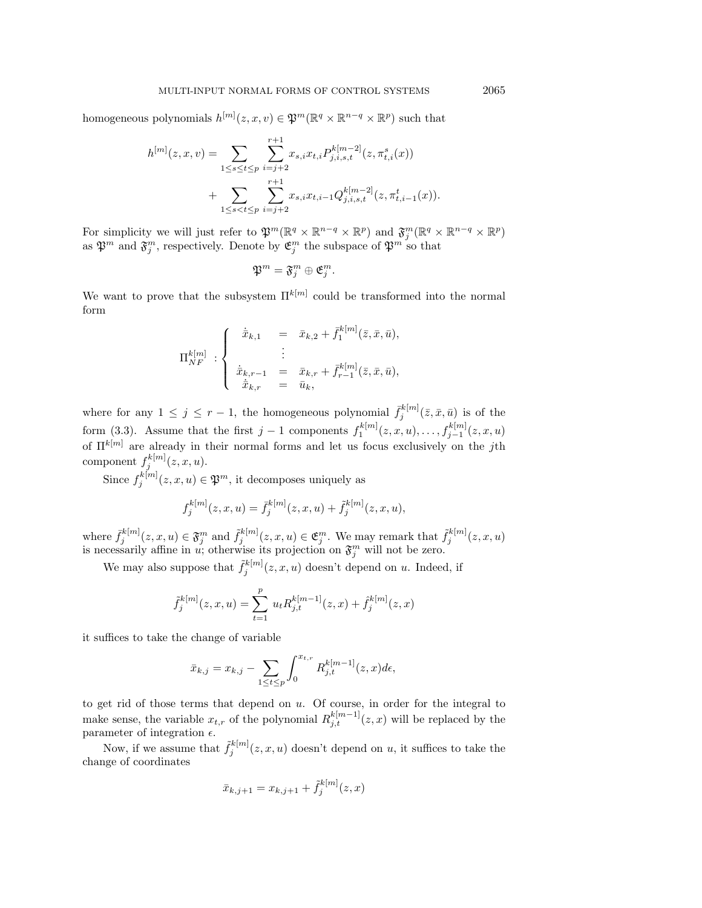homogeneous polynomials $h^{[m]}(z,x,v) \in \mathfrak{P}^m(\mathbb{R}^q \times \mathbb{R}^{n-q} \times \mathbb{R}^p)$ such that

$$
\begin{aligned}
h^{[m]}(z,x,v) = & \sum_{1\le s\le t\le p} \sum_{i=j+2}^{r+1} x_{s,i} x_{t,i} P_{j,i,s,t}^{k[m-2]}(z, \pi_{t,i}^s(x)) \\
& + \sum_{1\le s<t\le p} \sum_{i=j+2}^{r+1} x_{s,i} x_{t,i-1} Q_{j,i,s,t}^{k[m-2]}(z, \pi_{t,i-1}^t(x)).
\end{aligned}
$$

For simplicity we will just refer to $\mathfrak{P}^m(\mathbb{R}^q \times \mathbb{R}^{n-q} \times \mathbb{R}^p)$ and $\mathfrak{F}_j^m(\mathbb{R}^q \times \mathbb{R}^{n-q} \times \mathbb{R}^p)$ as $\mathfrak{P}^m$ and $\mathfrak{F}_j^m$, respectively. Denote by $\mathfrak{E}_j^m$ the subspace of $\mathfrak{P}^m$ so that

$$
\mathfrak{P}^m = \mathfrak{F}_j^m \oplus \mathfrak{E}_j^m.
$$

We want to prove that the subsystem $\Pi^{k[m]}$ could be transformed into the normal form

$$
\Pi_{NF}^{k[m]} : \begin{cases}
\dot{\bar{x}}_{k,1} &= \bar{x}_{k,2} + \bar{f}_1^{k[m]}(\bar{z},\bar{x},\bar{u}), \\
&\vdots \\
\dot{\bar{x}}_{k,r-1} &= \bar{x}_{k,r} + \bar{f}_{r-1}^{k[m]}(\bar{z},\bar{x},\bar{u}), \\
\dot{\bar{x}}_{k,r} &= \bar{u}_k,
\end{cases}
$$

where for any $1 \le j \le r-1$, the homogeneous polynomial $\bar{f}_j^{k[m]}(\bar{z},\bar{x},\bar{u})$ is of the form (3.3). Assume that the first $j-1$ components $f_1^{k[m]}(z,x,u), \ldots, f_{j-1}^{k[m]}(z,x,u)$ of $\Pi^{k[m]}$ are already in their normal forms and let us focus exclusively on the $j$th component $f_j^{k[m]}(z,x,u)$.

Since $f_j^{k[m]}(z,x,u) \in \mathfrak{P}^m$, it decomposes uniquely as

$$
f_j^{k[m]}(z,x,u) = \bar{f}_j^{k[m]}(z,x,u) + \tilde{f}_j^{k[m]}(z,x,u),
$$

where $\bar{f}_j^{k[m]}(z,x,u) \in \mathfrak{F}_j^m$ and $\tilde{f}_j^{k[m]}(z,x,u) \in \mathfrak{E}_j^m$. We may remark that $\tilde{f}_j^{k[m]}(z,x,u)$ is necessarily affine in $u$; otherwise its projection on $\mathfrak{F}_j^m$ will not be zero.

We may also suppose that $\tilde{f}_j^{k[m]}(z,x,u)$ doesn't depend on $u$. Indeed, if

$$
\tilde{f}_j^{k[m]}(z,x,u) = \sum_{t=1}^{p} u_t R_{j,t}^{k[m-1]}(z,x) + \hat{f}_j^{k[m]}(z,x)
$$

it suffices to take the change of variable

$$
\bar{x}_{k,j} = x_{k,j} - \sum_{1\le t\le p} \int_0^{x_{t,r}} R_{j,t}^{k[m-1]}(z,x) d\epsilon,
$$

to get rid of those terms that depend on $u$. Of course, in order for the integral to make sense, the variable $x_{t,r}$ of the polynomial $R_{j,t}^{k[m-1]}(z,x)$ will be replaced by the parameter of integration $\epsilon$.

Now, if we assume that $\tilde{f}_j^{k[m]}(z,x,u)$ doesn't depend on $u$, it suffices to take the change of coordinates

$$
\bar{x}_{k,j+1} = x_{k,j+1} + \tilde{f}_j^{k[m]}(z,x)
$$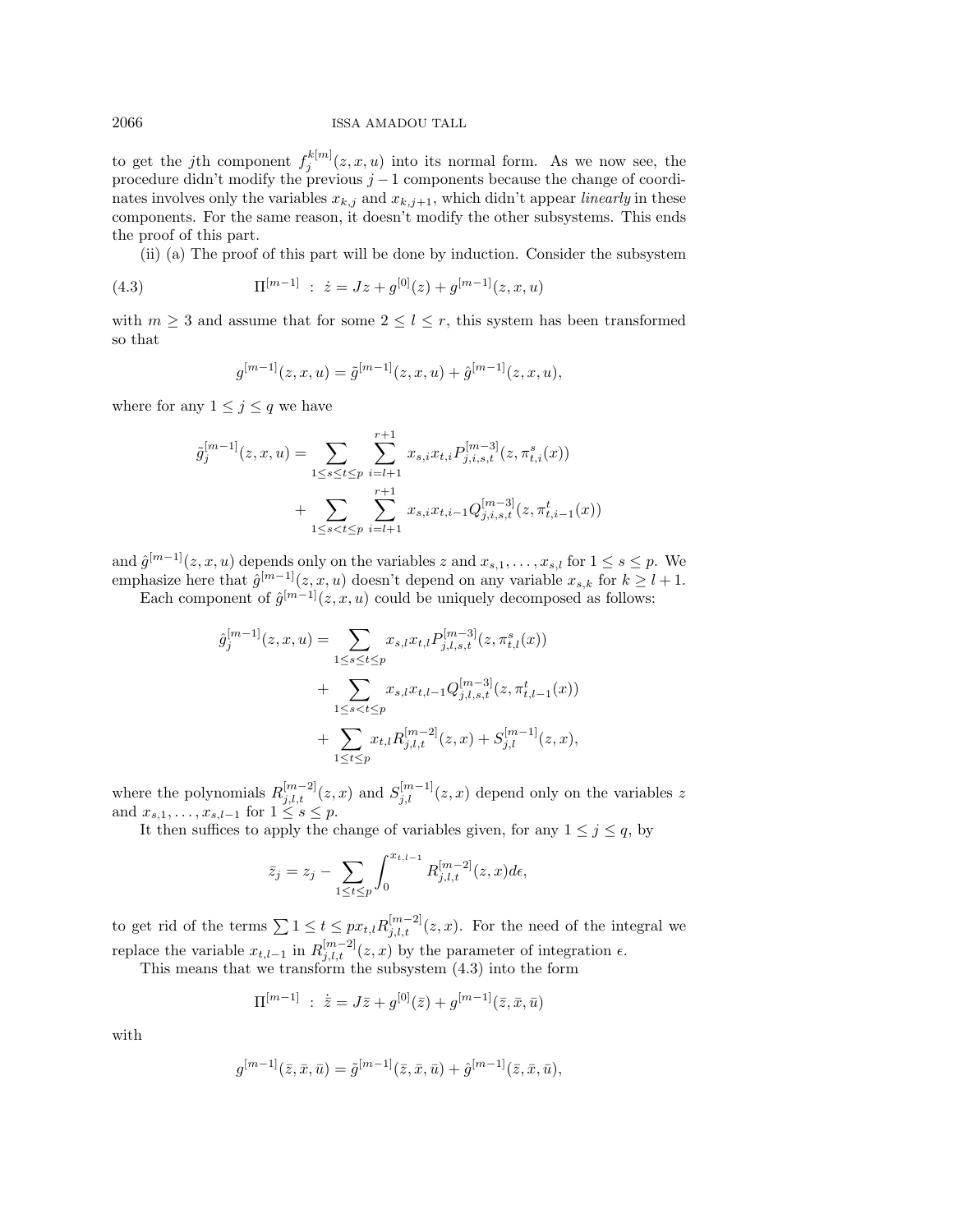to get the $j$th component $f_j^{k[m]}(z,x,u)$ into its normal form. As we now see, the procedure didn't modify the previous $j-1$ components because the change of coordinates involves only the variables $x_{k,j}$ and $x_{k,j+1}$, which didn't appear *linearly* in these components. For the same reason, it doesn't modify the other subsystems. This ends the proof of this part.

(ii) (a) The proof of this part will be done by induction. Consider the subsystem

$$\Pi^{[m-1]} \; : \; \dot{z} = Jz + g^{[0]}(z) + g^{[m-1]}(z,x,u) \tag{4.3}$$

with $m \geq 3$ and assume that for some $2 \leq l \leq r$, this system has been transformed so that

$$g^{[m-1]}(z,x,u) = \tilde{g}^{[m-1]}(z,x,u) + \hat{g}^{[m-1]}(z,x,u),$$

where for any $1 \leq j \leq q$ we have

$$\begin{aligned}\tilde{g}_j^{[m-1]}(z,x,u) = &\sum_{1\leq s\leq t\leq p}\sum_{i=l+1}^{r+1} x_{s,i}x_{t,i}P_{j,i,s,t}^{[m-3]}(z,\pi_{t,i}^s(x)) \\ &+ \sum_{1\leq s< t\leq p}\sum_{i=l+1}^{r+1} x_{s,i}x_{t,i-1}Q_{j,i,s,t}^{[m-3]}(z,\pi_{t,i-1}^t(x))\end{aligned}$$

and $\hat{g}^{[m-1]}(z,x,u)$ depends only on the variables $z$ and $x_{s,1},\ldots,x_{s,l}$ for $1 \leq s \leq p$. We emphasize here that $\hat{g}^{[m-1]}(z,x,u)$ doesn't depend on any variable $x_{s,k}$ for $k \geq l+1$.

Each component of $\hat{g}^{[m-1]}(z,x,u)$ could be uniquely decomposed as follows:

$$\begin{aligned}\hat{g}_j^{[m-1]}(z,x,u) = &\sum_{1\leq s\leq t\leq p} x_{s,l}x_{t,l}P_{j,l,s,t}^{[m-3]}(z,\pi_{t,l}^s(x)) \\ &+ \sum_{1\leq s< t\leq p} x_{s,l}x_{t,l-1}Q_{j,l,s,t}^{[m-3]}(z,\pi_{t,l-1}^t(x)) \\ &+ \sum_{1\leq t\leq p} x_{t,l}R_{j,l,t}^{[m-2]}(z,x) + S_{j,l}^{[m-1]}(z,x),\end{aligned}$$

where the polynomials $R_{j,l,t}^{[m-2]}(z,x)$ and $S_{j,l}^{[m-1]}(z,x)$ depend only on the variables $z$ and $x_{s,1},\ldots,x_{s,l-1}$ for $1 \leq s \leq p$.

It then suffices to apply the change of variables given, for any $1 \leq j \leq q$, by

$$\bar{z}_j = z_j - \sum_{1\leq s\leq p}\int_0^{x_{t,l-1}} R_{j,l,t}^{[m-2]}(z,x)d\epsilon,$$

to get rid of the terms $\sum 1 \leq t \leq p x_{t,l}R_{j,l,t}^{[m-2]}(z,x)$. For the need of the integral we replace the variable $x_{t,l-1}$ in $R_{j,l,t}^{[m-2]}(z,x)$ by the parameter of integration $\epsilon$.

This means that we transform the subsystem (4.3) into the form

$$\Pi^{[m-1]} \; : \; \dot{\bar{z}} = J\bar{z} + g^{[0]}(\bar{z}) + g^{[m-1]}(\bar{z},\bar{x},\bar{u})$$

with

$$g^{[m-1]}(\bar{z},\bar{x},\bar{u}) = \tilde{g}^{[m-1]}(\bar{z},\bar{x},\bar{u}) + \hat{g}^{[m-1]}(\bar{z},\bar{x},\bar{u}),$$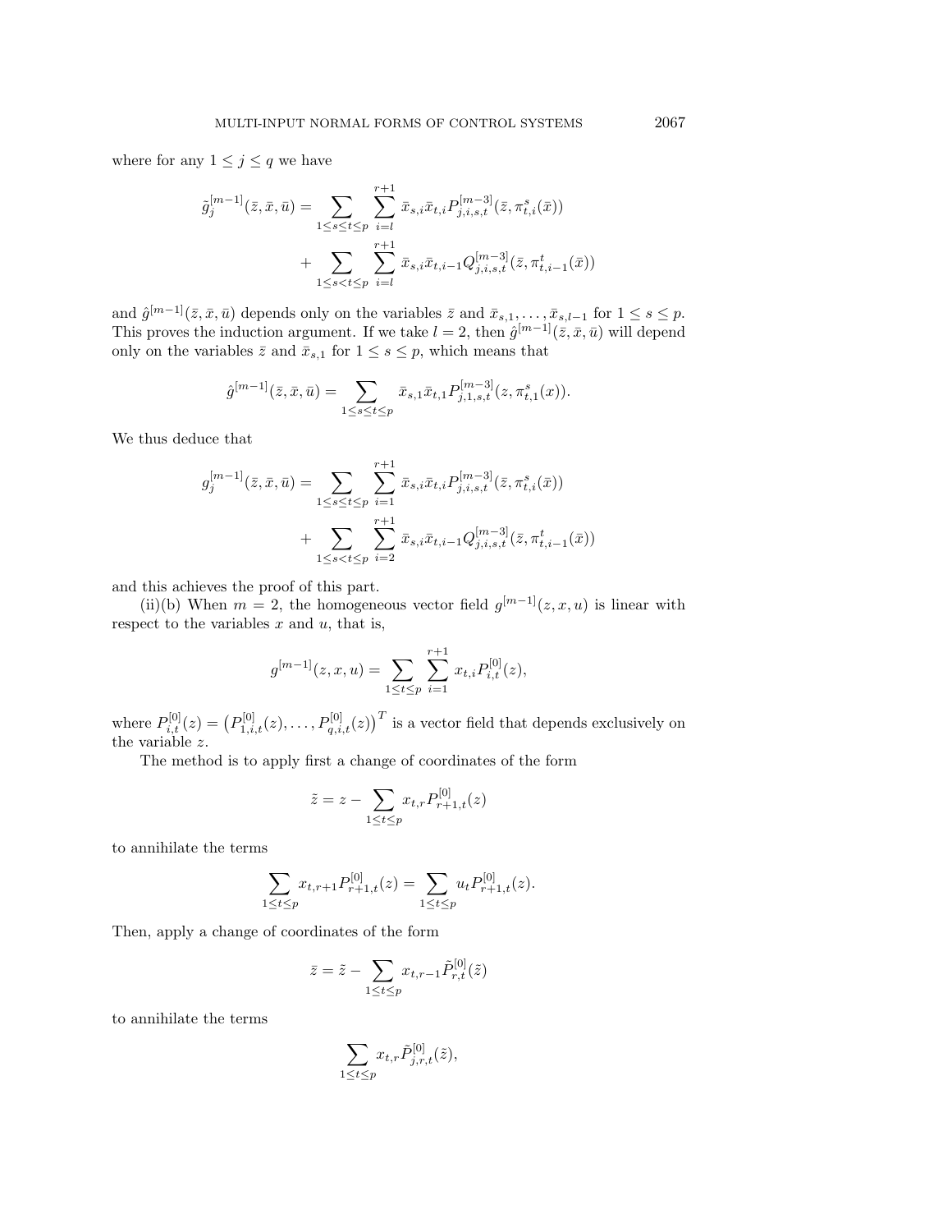where for any $1 \leq j \leq q$ we have

$$
\begin{aligned}
\tilde{g}_j^{[m-1]}(\bar{z}, \bar{x}, \bar{u}) = & \sum_{1 \leq s \leq t \leq p} \sum_{i=l}^{r+1} \bar{x}_{s,i} \bar{x}_{t,i} P_{j,i,s,t}^{[m-3]}(\bar{z}, \pi_{t,i}^{s}(\bar{x})) \\
& + \sum_{1 \leq s < t \leq p} \sum_{i=l}^{r+1} \bar{x}_{s,i} \bar{x}_{t,i-1} Q_{j,i,s,t}^{[m-3]}(\bar{z}, \pi_{t,i-1}^{t}(\bar{x}))
\end{aligned}
$$

and $\hat{g}^{[m-1]}(\bar{z}, \bar{x}, \bar{u})$ depends only on the variables $\bar{z}$ and $\bar{x}_{s,1}, \ldots, \bar{x}_{s,l-1}$ for $1 \leq s \leq p$. This proves the induction argument. If we take $l = 2$, then $\hat{g}^{[m-1]}(\bar{z}, \bar{x}, \bar{u})$ will depend only on the variables $\bar{z}$ and $\bar{x}_{s,1}$ for $1 \leq s \leq p$, which means that

$$
\hat{g}^{[m-1]}(\bar{z}, \bar{x}, \bar{u}) = \sum_{1 \leq s \leq t \leq p} \bar{x}_{s,1} \bar{x}_{t,1} P_{j,1,s,t}^{[m-3]}(z, \pi_{t,1}^{s}(x)).
$$

We thus deduce that

$$
\begin{aligned}
g_j^{[m-1]}(\bar{z}, \bar{x}, \bar{u}) = & \sum_{1 \leq s \leq t \leq p} \sum_{i=1}^{r+1} \bar{x}_{s,i} \bar{x}_{t,i} P_{j,i,s,t}^{[m-3]}(\bar{z}, \pi_{t,i}^{s}(\bar{x})) \\
& + \sum_{1 \leq s < t \leq p} \sum_{i=2}^{r+1} \bar{x}_{s,i} \bar{x}_{t,i-1} Q_{j,i,s,t}^{[m-3]}(\bar{z}, \pi_{t,i-1}^{t}(\bar{x}))
\end{aligned}
$$

and this achieves the proof of this part.

(ii)(b) When $m = 2$, the homogeneous vector field $g^{[m-1]}(z, x, u)$ is linear with respect to the variables $x$ and $u$, that is,

$$
g^{[m-1]}(z, x, u) = \sum_{1 \leq t \leq p} \sum_{i=1}^{r+1} x_{t,i} P_{i,t}^{[0]}(z),
$$

where $P_{i,t}^{[0]}(z) = \left(P_{1,i,t}^{[0]}(z), \ldots, P_{q,i,t}^{[0]}(z)\right)^T$ is a vector field that depends exclusively on the variable $z$.

The method is to apply first a change of coordinates of the form

$$
\tilde{z} = z - \sum_{1 \leq t \leq p} x_{t,r} P_{r+1,t}^{[0]}(z)
$$

to annihilate the terms

$$
\sum_{1 \leq t \leq p} x_{t,r+1} P_{r+1,t}^{[0]}(z) = \sum_{1 \leq t \leq p} u_t P_{r+1,t}^{[0]}(z).
$$

Then, apply a change of coordinates of the form

$$
\bar{z} = \tilde{z} - \sum_{1 \leq t \leq p} x_{t,r-1} \tilde{P}_{r,t}^{[0]}(\tilde{z})
$$

to annihilate the terms

$$
\sum_{1 \leq t \leq p} x_{t,r} \tilde{P}_{j,r,t}^{[0]}(\tilde{z}),
$$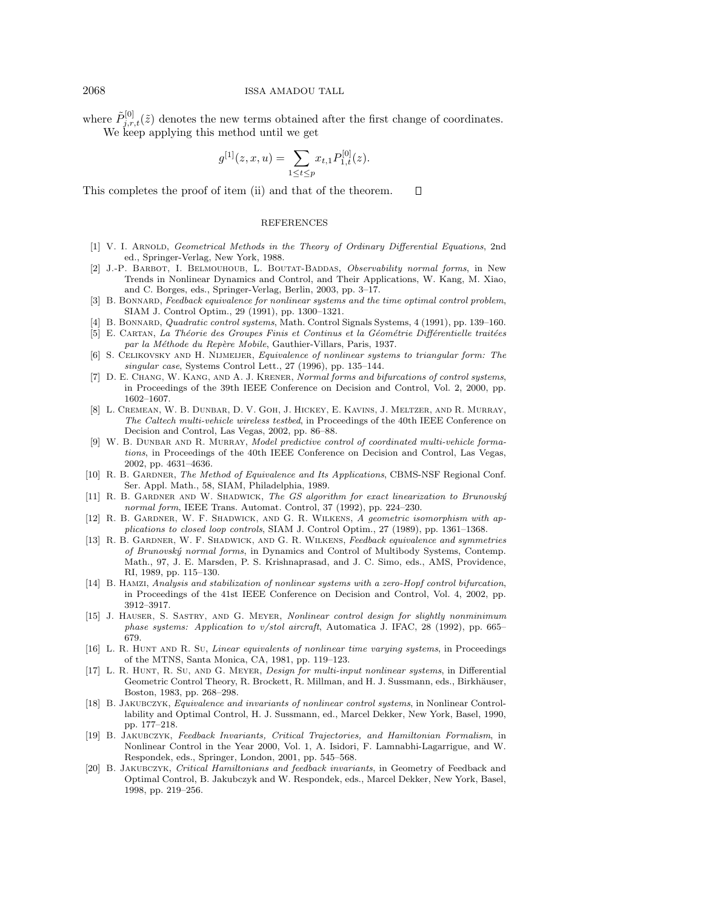where $\tilde{P}^{[0]}_{j,r,t}(\tilde{z})$ denotes the new terms obtained after the first change of coordinates.

We keep applying this method until we get

$$g^{[1]}(z,x,u) = \sum_{1 \le t \le p} x_{t,1} P^{[0]}_{1,t}(z).$$

This completes the proof of item (ii) and that of the theorem. $\square$

## REFERENCES

[1] V. I. Arnold, *Geometrical Methods in the Theory of Ordinary Differential Equations*, 2nd ed., Springer-Verlag, New York, 1988.

[2] J.-P. Barbot, I. Belmouhoub, L. Boutat-Baddas, *Observability normal forms*, in New Trends in Nonlinear Dynamics and Control, and Their Applications, W. Kang, M. Xiao, and C. Borges, eds., Springer-Verlag, Berlin, 2003, pp. 3–17.

[3] B. Bonnard, *Feedback equivalence for nonlinear systems and the time optimal control problem*, SIAM J. Control Optim., 29 (1991), pp. 1300–1321.

[4] B. Bonnard, *Quadratic control systems*, Math. Control Signals Systems, 4 (1991), pp. 139–160.

[5] E. Cartan, *La Théorie des Groupes Finis et Continus et la Géométrie Différentielle traitées par la Méthode du Repère Mobile*, Gauthier-Villars, Paris, 1937.

[6] S. Celikovsky and H. Nijmeijer, *Equivalence of nonlinear systems to triangular form: The singular case*, Systems Control Lett., 27 (1996), pp. 135–144.

[7] D. E. Chang, W. Kang, and A. J. Krener, *Normal forms and bifurcations of control systems*, in Proceedings of the 39th IEEE Conference on Decision and Control, Vol. 2, 2000, pp. 1602–1607.

[8] L. Cremean, W. B. Dunbar, D. V. Goh, J. Hickey, E. Kavins, J. Meltzer, and R. Murray, *The Caltech multi-vehicle wireless testbed*, in Proceedings of the 40th IEEE Conference on Decision and Control, Las Vegas, 2002, pp. 86–88.

[9] W. B. Dunbar and R. Murray, *Model predictive control of coordinated multi-vehicle formations*, in Proceedings of the 40th IEEE Conference on Decision and Control, Las Vegas, 2002, pp. 4631–4636.

[10] R. B. Gardner, *The Method of Equivalence and Its Applications*, CBMS-NSF Regional Conf. Ser. Appl. Math., 58, SIAM, Philadelphia, 1989.

[11] R. B. Gardner and W. Shadwick, *The GS algorithm for exact linearization to Brunovský normal form*, IEEE Trans. Automat. Control, 37 (1992), pp. 224–230.

[12] R. B. Gardner, W. F. Shadwick, and G. R. Wilkens, *A geometric isomorphism with applications to closed loop controls*, SIAM J. Control Optim., 27 (1989), pp. 1361–1368.

[13] R. B. Gardner, W. F. Shadwick, and G. R. Wilkens, *Feedback equivalence and symmetries of Brunovský normal forms*, in Dynamics and Control of Multibody Systems, Contemp. Math., 97, J. E. Marsden, P. S. Krishnaprasad, and J. C. Simo, eds., AMS, Providence, RI, 1989, pp. 115–130.

[14] B. Hamzi, *Analysis and stabilization of nonlinear systems with a zero-Hopf control bifurcation*, in Proceedings of the 41st IEEE Conference on Decision and Control, Vol. 4, 2002, pp. 3912–3917.

[15] J. Hauser, S. Sastry, and G. Meyer, *Nonlinear control design for slightly nonminimum phase systems: Application to v/stol aircraft*, Automatica J. IFAC, 28 (1992), pp. 665–679.

[16] L. R. Hunt and R. Su, *Linear equivalents of nonlinear time varying systems*, in Proceedings of the MTNS, Santa Monica, CA, 1981, pp. 119–123.

[17] L. R. Hunt, R. Su, and G. Meyer, *Design for multi-input nonlinear systems*, in Differential Geometric Control Theory, R. Brockett, R. Millman, and H. J. Sussmann, eds., Birkhäuser, Boston, 1983, pp. 268–298.

[18] B. Jakubczyk, *Equivalence and invariants of nonlinear control systems*, in Nonlinear Controllability and Optimal Control, H. J. Sussmann, ed., Marcel Dekker, New York, Basel, 1990, pp. 177–218.

[19] B. Jakubczyk, *Feedback Invariants, Critical Trajectories, and Hamiltonian Formalism*, in Nonlinear Control in the Year 2000, Vol. 1, A. Isidori, F. Lamnabhi-Lagarrigue, and W. Respondek, eds., Springer, London, 2001, pp. 545–568.

[20] B. Jakubczyk, *Critical Hamiltonians and feedback invariants*, in Geometry of Feedback and Optimal Control, B. Jakubczyk and W. Respondek, eds., Marcel Dekker, New York, Basel, 1998, pp. 219–256.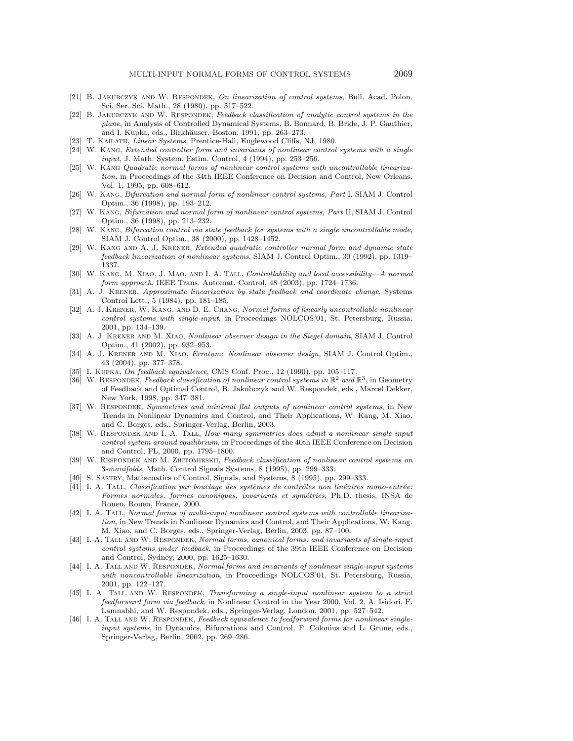[21] B. Jakubczyk and W. Respondek, *On linearization of control systems*, Bull. Acad. Polon. Sci. Ser. Sci. Math., 28 (1980), pp. 517–522.

[22] B. Jakubczyk and W. Respondek, *Feedback classification of analytic control systems in the plane*, in Analysis of Controlled Dynamical Systems, B. Bonnard, B. Bride, J. P. Gauthier, and I. Kupka, eds., Birkhäuser, Boston, 1991, pp. 263–273.

[23] T. Kailath, *Linear Systems*, Prentice-Hall, Englewood Cliffs, NJ, 1980.

[24] W. Kang, *Extended controller form and invariants of nonlinear control systems with a single input*, J. Math. System. Estim. Control, 4 (1994), pp. 253–256.

[25] W. Kang *Quadratic normal forms of nonlinear control systems with uncontrollable linearization*, in Proceedings of the 34th IEEE Conference on Decision and Control, New Orleans, Vol. 1, 1995, pp. 608–612.

[26] W. Kang, *Bifurcation and normal form of nonlinear control systems, Part* I, SIAM J. Control Optim., 36 (1998), pp. 193–212.

[27] W. Kang, *Bifurcation and normal form of nonlinear control systems, Part* II, SIAM J. Control Optim., 36 (1998), pp. 213–232.

[28] W. Kang, *Bifurcation control via state feedback for systems with a single uncontrollable mode*, SIAM J. Control Optim., 38 (2000), pp. 1428–1452.

[29] W. Kang and A. J. Krener, *Extended quadratic controller normal form and dynamic state feedback linearization of nonlinear systems*, SIAM J. Control Optim., 30 (1992), pp. 1319–1337.

[30] W. Kang, M. Xiao, J. Mao, and I. A. Tall, *Controllability and local accessibility—A normal form approach*, IEEE Trans. Automat. Control, 48 (2003), pp. 1724–1736.

[31] A. J. Krener, *Approximate linearization by state feedback and coordinate change*, Systems Control Lett., 5 (1984), pp. 181–185.

[32] A. J. Krener, W. Kang, and D. E. Chang, *Normal forms of linearly uncontrollable nonlinear control systems with single-input*, in Proceedings NOLCOS'01, St. Petersburg, Russia, 2001, pp. 134–139.

[33] A. J. Krener and M. Xiao, *Nonlinear observer design in the Siegel domain*, SIAM J. Control Optim., 41 (2002), pp. 932–953.

[34] A. J. Krener and M. Xiao, *Erratum: Nonlinear observer design*, SIAM J. Control Optim., 43 (2004), pp. 377–378.

[35] I. Kupka, *On feedback equivalence*, CMS Conf. Proc., 12 (1990), pp. 105–117.

[36] W. Respondek, *Feedback classification of nonlinear control systems in* $\mathbb{R}^2$ *and* $\mathbb{R}^3$, in Geometry of Feedback and Optimal Control, B. Jakubczyk and W. Respondek, eds., Marcel Dekker, New York, 1998, pp. 347–381.

[37] W. Respondek, *Symmetries and minimal flat outputs of nonlinear control systems*, in New Trends in Nonlinear Dynamics and Control, and Their Applications, W. Kang, M. Xiao, and C. Borges, eds., Springer-Verlag, Berlin, 2003.

[38] W. Respondek and I. A. Tall, *How many symmetries does admit a nonlinear single-input control system around equilibrium*, in Proceedings of the 40th IEEE Conference on Decision and Control, FL, 2000, pp. 1795–1800.

[39] W. Respondek and M. Zhitomirskii, *Feedback classification of nonlinear control systems on 3-manifolds*, Math. Control Signals Systems, 8 (1995), pp. 299–333.

[40] S. Sastry, Mathematics of Control, Signals, and Systems, 8 (1995), pp. 299–333.

[41] I. A. Tall, *Classification par bouclage des systèmes de contrôles non linéaires mono-entrée: Formes normales, formes canoniques, invariants et symétries*, Ph.D. thesis, INSA de Rouen, Rouen, France, 2000.

[42] I. A. Tall, *Normal forms of multi-input nonlinear control systems with controllable linearization*, in New Trends in Nonlinear Dynamics and Control, and Their Applications, W. Kang, M. Xiao, and C. Borges, eds., Springer-Verlag, Berlin, 2003, pp. 87–100.

[43] I. A. Tall and W. Respondek, *Normal forms, canonical forms, and invariants of single-input control systems under feedback*, in Proceedings of the 39th IEEE Conference on Decision and Control, Sydney, 2000, pp. 1625–1630.

[44] I. A. Tall and W. Respondek, *Normal forms and invariants of nonlinear single-input systems with noncontrollable linearization*, in Proceedings NOLCOS'01, St. Petersburg, Russia, 2001, pp. 122–127.

[45] I. A. Tall and W. Respondek, *Transforming a single-input nonlinear system to a strict feedforward form via feedback*, in Nonlinear Control in the Year 2000, Vol. 2, A. Isidori, F. Lamnabhi, and W. Respondek, eds., Springer-Verlag, London, 2001, pp. 527–542.

[46] I. A. Tall and W. Respondek, *Feedback equivalence to feedforward forms for nonlinear single-input systems*, in Dynamics, Bifurcations and Control, F. Colonius and L. Grune, eds., Springer-Verlag, Berlin, 2002, pp. 269–286.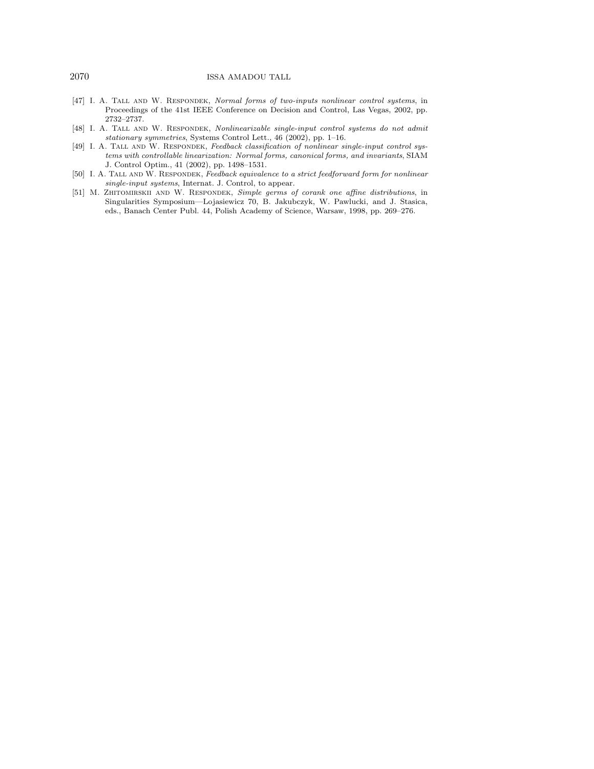[47] I. A. Tall and W. Respondek, *Normal forms of two-inputs nonlinear control systems*, in Proceedings of the 41st IEEE Conference on Decision and Control, Las Vegas, 2002, pp. 2732–2737.

[48] I. A. Tall and W. Respondek, *Nonlinearizable single-input control systems do not admit stationary symmetries*, Systems Control Lett., 46 (2002), pp. 1–16.

[49] I. A. Tall and W. Respondek, *Feedback classification of nonlinear single-input control systems with controllable linearization: Normal forms, canonical forms, and invariants*, SIAM J. Control Optim., 41 (2002), pp. 1498–1531.

[50] I. A. Tall and W. Respondek, *Feedback equivalence to a strict feedforward form for nonlinear single-input systems*, Internat. J. Control, to appear.

[51] M. Zhitomirskii and W. Respondek, *Simple germs of corank one affine distributions*, in Singularities Symposium—Lojasiewicz 70, B. Jakubczyk, W. Pawlucki, and J. Stasica, eds., Banach Center Publ. 44, Polish Academy of Science, Warsaw, 1998, pp. 269–276.